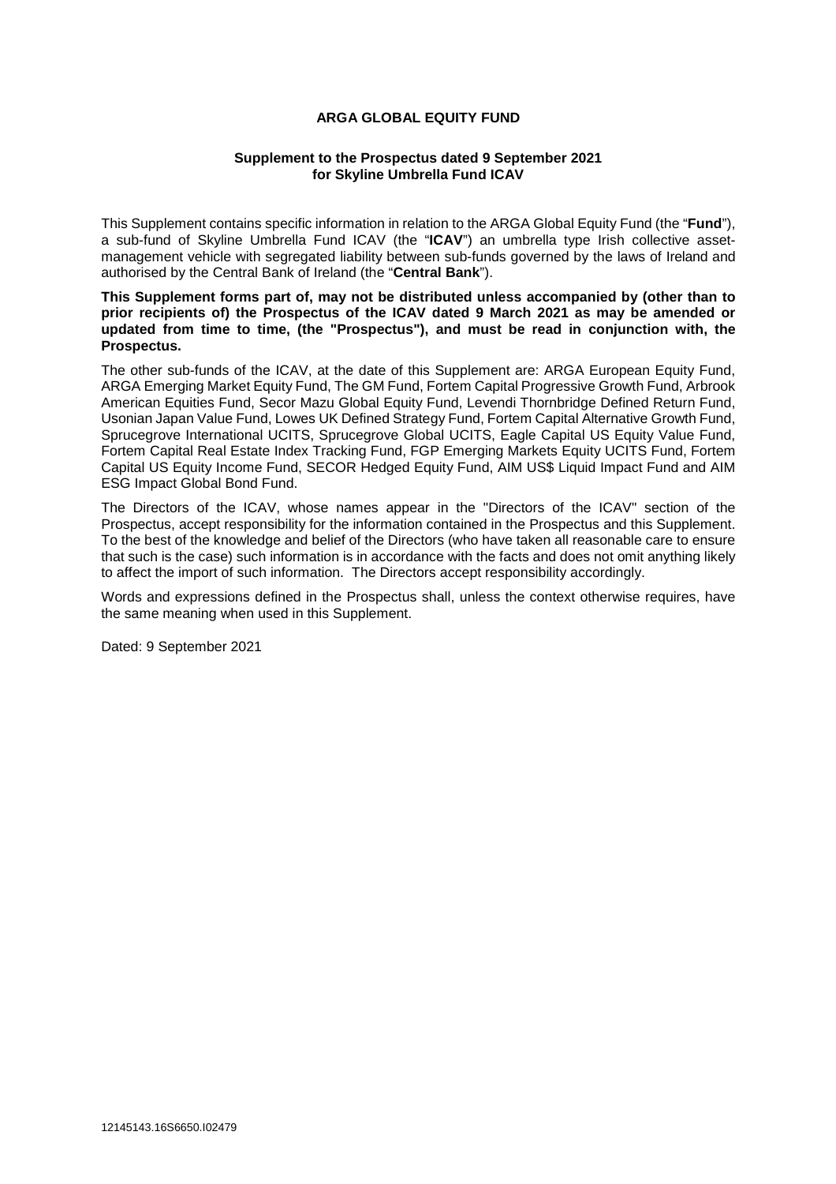# ARGA GLOBAL EQUITY FUND

**Supplement to the Prospectus dated 9 September 2021**
**for Skyline Umbrella Fund ICAV**

This Supplement contains specific information in relation to the ARGA Global Equity Fund (the "**Fund**"), a sub-fund of Skyline Umbrella Fund ICAV (the "**ICAV**") an umbrella type Irish collective asset-management vehicle with segregated liability between sub-funds governed by the laws of Ireland and authorised by the Central Bank of Ireland (the "**Central Bank**").

**This Supplement forms part of, may not be distributed unless accompanied by (other than to prior recipients of) the Prospectus of the ICAV dated 9 March 2021 as may be amended or updated from time to time, (the "Prospectus"), and must be read in conjunction with, the Prospectus.**

The other sub-funds of the ICAV, at the date of this Supplement are: ARGA European Equity Fund, ARGA Emerging Market Equity Fund, The GM Fund, Fortem Capital Progressive Growth Fund, Arbrook American Equities Fund, Secor Mazu Global Equity Fund, Levendi Thornbridge Defined Return Fund, Usonian Japan Value Fund, Lowes UK Defined Strategy Fund, Fortem Capital Alternative Growth Fund, Sprucegrove International UCITS, Sprucegrove Global UCITS, Eagle Capital US Equity Value Fund, Fortem Capital Real Estate Index Tracking Fund, FGP Emerging Markets Equity UCITS Fund, Fortem Capital US Equity Income Fund, SECOR Hedged Equity Fund, AIM US$ Liquid Impact Fund and AIM ESG Impact Global Bond Fund.

The Directors of the ICAV, whose names appear in the "Directors of the ICAV" section of the Prospectus, accept responsibility for the information contained in the Prospectus and this Supplement. To the best of the knowledge and belief of the Directors (who have taken all reasonable care to ensure that such is the case) such information is in accordance with the facts and does not omit anything likely to affect the import of such information. The Directors accept responsibility accordingly.

Words and expressions defined in the Prospectus shall, unless the context otherwise requires, have the same meaning when used in this Supplement.

Dated: 9 September 2021

12145143.16S6650.I02479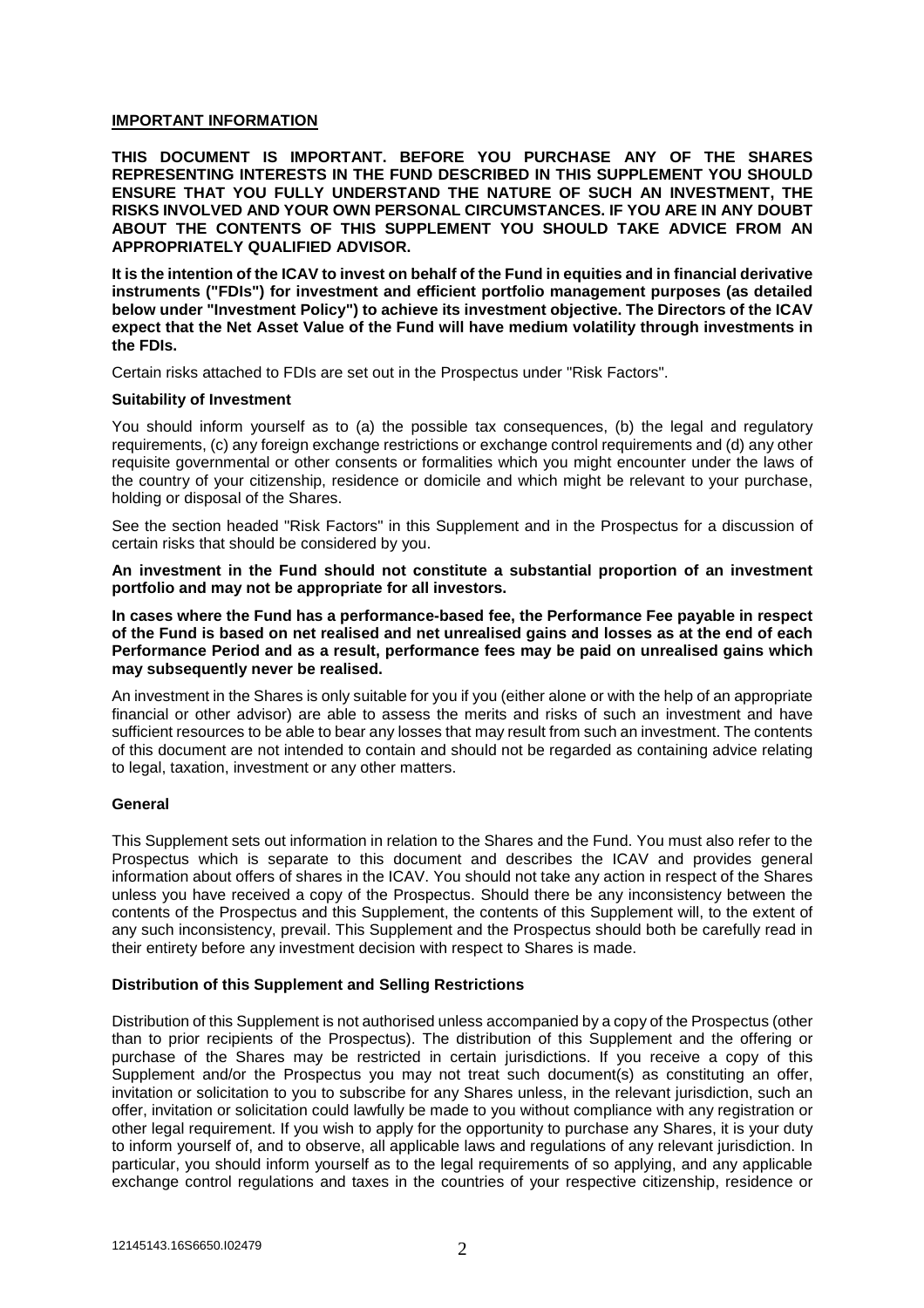## IMPORTANT INFORMATION

**THIS DOCUMENT IS IMPORTANT. BEFORE YOU PURCHASE ANY OF THE SHARES REPRESENTING INTERESTS IN THE FUND DESCRIBED IN THIS SUPPLEMENT YOU SHOULD ENSURE THAT YOU FULLY UNDERSTAND THE NATURE OF SUCH AN INVESTMENT, THE RISKS INVOLVED AND YOUR OWN PERSONAL CIRCUMSTANCES. IF YOU ARE IN ANY DOUBT ABOUT THE CONTENTS OF THIS SUPPLEMENT YOU SHOULD TAKE ADVICE FROM AN APPROPRIATELY QUALIFIED ADVISOR.**

**It is the intention of the ICAV to invest on behalf of the Fund in equities and in financial derivative instruments ("FDIs") for investment and efficient portfolio management purposes (as detailed below under "Investment Policy") to achieve its investment objective. The Directors of the ICAV expect that the Net Asset Value of the Fund will have medium volatility through investments in the FDIs.**

Certain risks attached to FDIs are set out in the Prospectus under "Risk Factors".

### Suitability of Investment

You should inform yourself as to (a) the possible tax consequences, (b) the legal and regulatory requirements, (c) any foreign exchange restrictions or exchange control requirements and (d) any other requisite governmental or other consents or formalities which you might encounter under the laws of the country of your citizenship, residence or domicile and which might be relevant to your purchase, holding or disposal of the Shares.

See the section headed "Risk Factors" in this Supplement and in the Prospectus for a discussion of certain risks that should be considered by you.

**An investment in the Fund should not constitute a substantial proportion of an investment portfolio and may not be appropriate for all investors.**

**In cases where the Fund has a performance-based fee, the Performance Fee payable in respect of the Fund is based on net realised and net unrealised gains and losses as at the end of each Performance Period and as a result, performance fees may be paid on unrealised gains which may subsequently never be realised.**

An investment in the Shares is only suitable for you if you (either alone or with the help of an appropriate financial or other advisor) are able to assess the merits and risks of such an investment and have sufficient resources to be able to bear any losses that may result from such an investment. The contents of this document are not intended to contain and should not be regarded as containing advice relating to legal, taxation, investment or any other matters.

### General

This Supplement sets out information in relation to the Shares and the Fund. You must also refer to the Prospectus which is separate to this document and describes the ICAV and provides general information about offers of shares in the ICAV. You should not take any action in respect of the Shares unless you have received a copy of the Prospectus. Should there be any inconsistency between the contents of the Prospectus and this Supplement, the contents of this Supplement will, to the extent of any such inconsistency, prevail. This Supplement and the Prospectus should both be carefully read in their entirety before any investment decision with respect to Shares is made.

### Distribution of this Supplement and Selling Restrictions

Distribution of this Supplement is not authorised unless accompanied by a copy of the Prospectus (other than to prior recipients of the Prospectus). The distribution of this Supplement and the offering or purchase of the Shares may be restricted in certain jurisdictions. If you receive a copy of this Supplement and/or the Prospectus you may not treat such document(s) as constituting an offer, invitation or solicitation to you to subscribe for any Shares unless, in the relevant jurisdiction, such an offer, invitation or solicitation could lawfully be made to you without compliance with any registration or other legal requirement. If you wish to apply for the opportunity to purchase any Shares, it is your duty to inform yourself of, and to observe, all applicable laws and regulations of any relevant jurisdiction. In particular, you should inform yourself as to the legal requirements of so applying, and any applicable exchange control regulations and taxes in the countries of your respective citizenship, residence or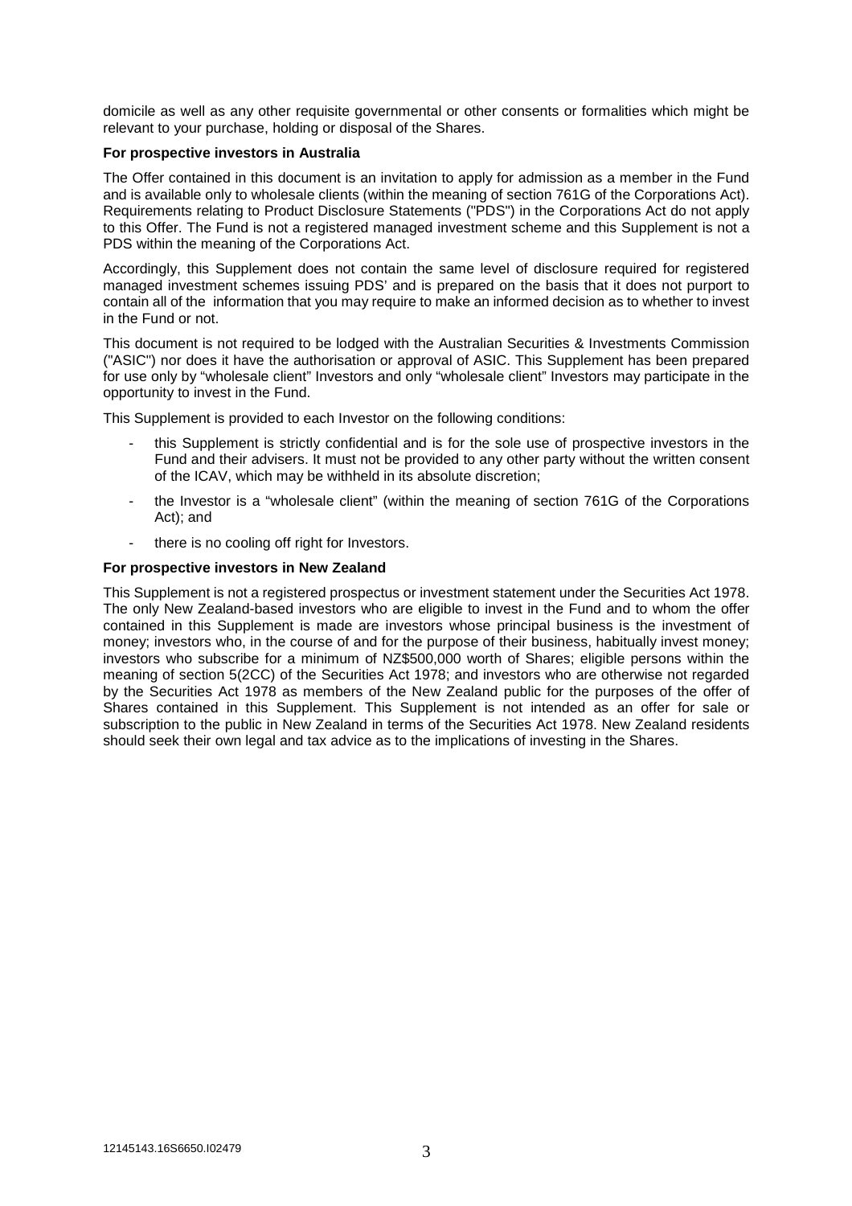domicile as well as any other requisite governmental or other consents or formalities which might be relevant to your purchase, holding or disposal of the Shares.

**For prospective investors in Australia**

The Offer contained in this document is an invitation to apply for admission as a member in the Fund and is available only to wholesale clients (within the meaning of section 761G of the Corporations Act). Requirements relating to Product Disclosure Statements ("PDS") in the Corporations Act do not apply to this Offer. The Fund is not a registered managed investment scheme and this Supplement is not a PDS within the meaning of the Corporations Act.

Accordingly, this Supplement does not contain the same level of disclosure required for registered managed investment schemes issuing PDS' and is prepared on the basis that it does not purport to contain all of the information that you may require to make an informed decision as to whether to invest in the Fund or not.

This document is not required to be lodged with the Australian Securities & Investments Commission ("ASIC") nor does it have the authorisation or approval of ASIC. This Supplement has been prepared for use only by "wholesale client" Investors and only "wholesale client" Investors may participate in the opportunity to invest in the Fund.

This Supplement is provided to each Investor on the following conditions:

- this Supplement is strictly confidential and is for the sole use of prospective investors in the Fund and their advisers. It must not be provided to any other party without the written consent of the ICAV, which may be withheld in its absolute discretion;
- the Investor is a "wholesale client" (within the meaning of section 761G of the Corporations Act); and
- there is no cooling off right for Investors.

**For prospective investors in New Zealand**

This Supplement is not a registered prospectus or investment statement under the Securities Act 1978. The only New Zealand-based investors who are eligible to invest in the Fund and to whom the offer contained in this Supplement is made are investors whose principal business is the investment of money; investors who, in the course of and for the purpose of their business, habitually invest money; investors who subscribe for a minimum of NZ$500,000 worth of Shares; eligible persons within the meaning of section 5(2CC) of the Securities Act 1978; and investors who are otherwise not regarded by the Securities Act 1978 as members of the New Zealand public for the purposes of the offer of Shares contained in this Supplement. This Supplement is not intended as an offer for sale or subscription to the public in New Zealand in terms of the Securities Act 1978. New Zealand residents should seek their own legal and tax advice as to the implications of investing in the Shares.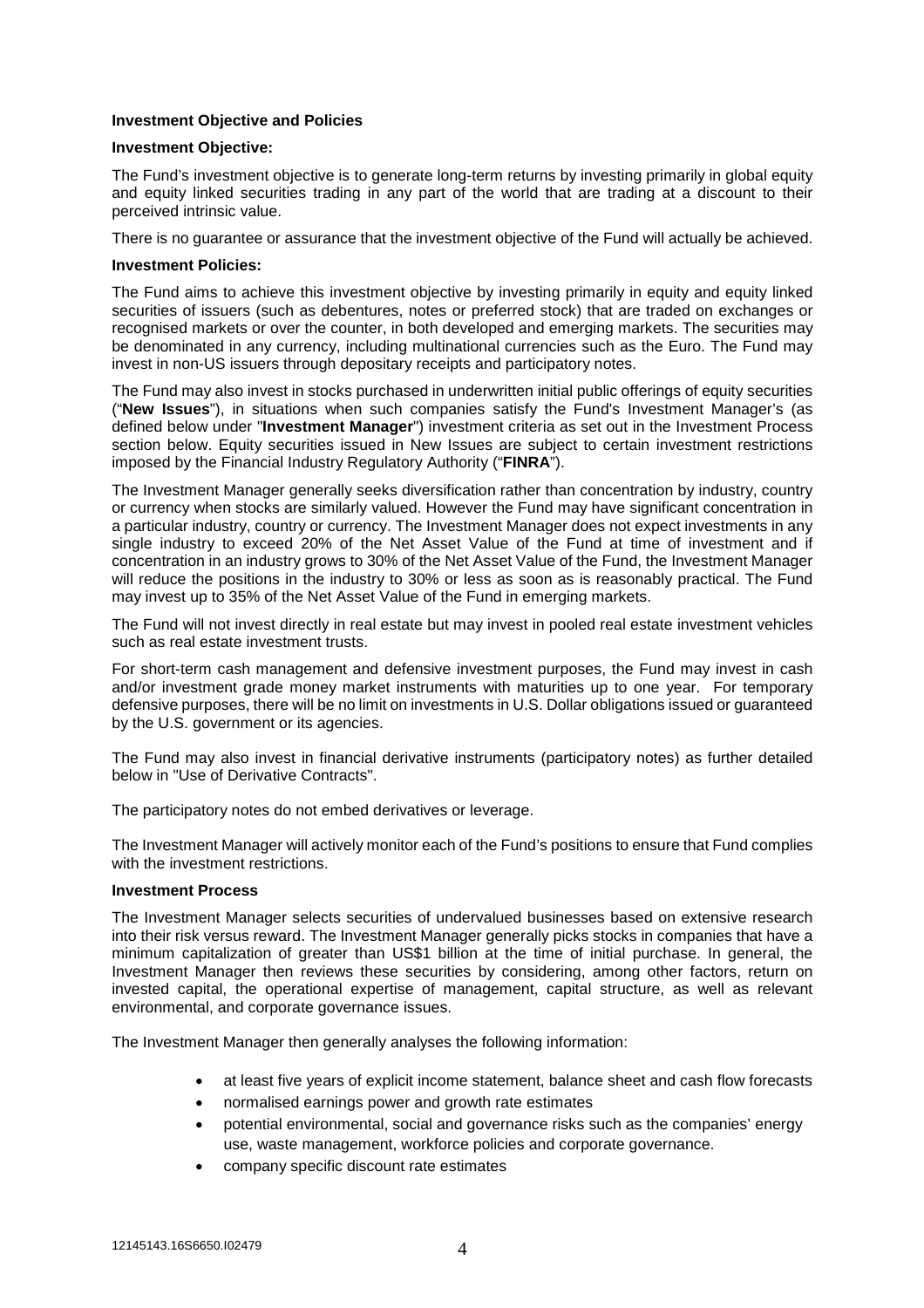**Investment Objective and Policies**

**Investment Objective:**

The Fund's investment objective is to generate long-term returns by investing primarily in global equity and equity linked securities trading in any part of the world that are trading at a discount to their perceived intrinsic value.

There is no guarantee or assurance that the investment objective of the Fund will actually be achieved.

**Investment Policies:**

The Fund aims to achieve this investment objective by investing primarily in equity and equity linked securities of issuers (such as debentures, notes or preferred stock) that are traded on exchanges or recognised markets or over the counter, in both developed and emerging markets. The securities may be denominated in any currency, including multinational currencies such as the Euro. The Fund may invest in non-US issuers through depositary receipts and participatory notes.

The Fund may also invest in stocks purchased in underwritten initial public offerings of equity securities ("**New Issues**"), in situations when such companies satisfy the Fund's Investment Manager's (as defined below under "**Investment Manager**") investment criteria as set out in the Investment Process section below. Equity securities issued in New Issues are subject to certain investment restrictions imposed by the Financial Industry Regulatory Authority ("**FINRA**").

The Investment Manager generally seeks diversification rather than concentration by industry, country or currency when stocks are similarly valued. However the Fund may have significant concentration in a particular industry, country or currency. The Investment Manager does not expect investments in any single industry to exceed 20% of the Net Asset Value of the Fund at time of investment and if concentration in an industry grows to 30% of the Net Asset Value of the Fund, the Investment Manager will reduce the positions in the industry to 30% or less as soon as is reasonably practical. The Fund may invest up to 35% of the Net Asset Value of the Fund in emerging markets.

The Fund will not invest directly in real estate but may invest in pooled real estate investment vehicles such as real estate investment trusts.

For short-term cash management and defensive investment purposes, the Fund may invest in cash and/or investment grade money market instruments with maturities up to one year. For temporary defensive purposes, there will be no limit on investments in U.S. Dollar obligations issued or guaranteed by the U.S. government or its agencies.

The Fund may also invest in financial derivative instruments (participatory notes) as further detailed below in "Use of Derivative Contracts".

The participatory notes do not embed derivatives or leverage.

The Investment Manager will actively monitor each of the Fund's positions to ensure that Fund complies with the investment restrictions.

**Investment Process**

The Investment Manager selects securities of undervalued businesses based on extensive research into their risk versus reward. The Investment Manager generally picks stocks in companies that have a minimum capitalization of greater than US$1 billion at the time of initial purchase. In general, the Investment Manager then reviews these securities by considering, among other factors, return on invested capital, the operational expertise of management, capital structure, as well as relevant environmental, and corporate governance issues.

The Investment Manager then generally analyses the following information:

- at least five years of explicit income statement, balance sheet and cash flow forecasts
- normalised earnings power and growth rate estimates
- potential environmental, social and governance risks such as the companies' energy use, waste management, workforce policies and corporate governance.
- company specific discount rate estimates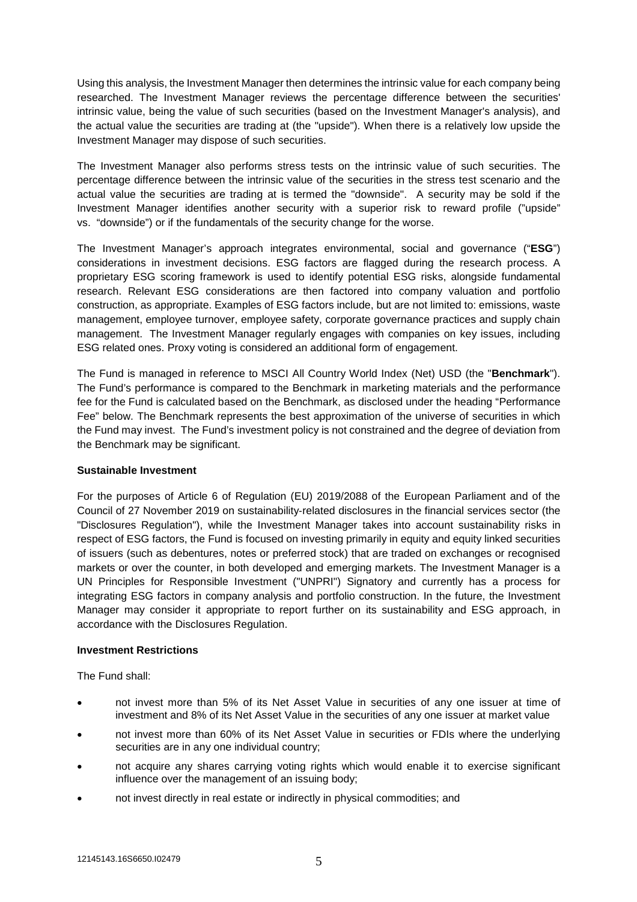Using this analysis, the Investment Manager then determines the intrinsic value for each company being researched. The Investment Manager reviews the percentage difference between the securities' intrinsic value, being the value of such securities (based on the Investment Manager's analysis), and the actual value the securities are trading at (the "upside"). When there is a relatively low upside the Investment Manager may dispose of such securities.

The Investment Manager also performs stress tests on the intrinsic value of such securities. The percentage difference between the intrinsic value of the securities in the stress test scenario and the actual value the securities are trading at is termed the "downside". A security may be sold if the Investment Manager identifies another security with a superior risk to reward profile ("upside" vs. "downside") or if the fundamentals of the security change for the worse.

The Investment Manager's approach integrates environmental, social and governance ("**ESG**") considerations in investment decisions. ESG factors are flagged during the research process. A proprietary ESG scoring framework is used to identify potential ESG risks, alongside fundamental research. Relevant ESG considerations are then factored into company valuation and portfolio construction, as appropriate. Examples of ESG factors include, but are not limited to: emissions, waste management, employee turnover, employee safety, corporate governance practices and supply chain management. The Investment Manager regularly engages with companies on key issues, including ESG related ones. Proxy voting is considered an additional form of engagement.

The Fund is managed in reference to MSCI All Country World Index (Net) USD (the "**Benchmark**"). The Fund's performance is compared to the Benchmark in marketing materials and the performance fee for the Fund is calculated based on the Benchmark, as disclosed under the heading "Performance Fee" below. The Benchmark represents the best approximation of the universe of securities in which the Fund may invest. The Fund's investment policy is not constrained and the degree of deviation from the Benchmark may be significant.

**Sustainable Investment**

For the purposes of Article 6 of Regulation (EU) 2019/2088 of the European Parliament and of the Council of 27 November 2019 on sustainability-related disclosures in the financial services sector (the "Disclosures Regulation"), while the Investment Manager takes into account sustainability risks in respect of ESG factors, the Fund is focused on investing primarily in equity and equity linked securities of issuers (such as debentures, notes or preferred stock) that are traded on exchanges or recognised markets or over the counter, in both developed and emerging markets. The Investment Manager is a UN Principles for Responsible Investment ("UNPRI") Signatory and currently has a process for integrating ESG factors in company analysis and portfolio construction. In the future, the Investment Manager may consider it appropriate to report further on its sustainability and ESG approach, in accordance with the Disclosures Regulation.

**Investment Restrictions**

The Fund shall:

- not invest more than 5% of its Net Asset Value in securities of any one issuer at time of investment and 8% of its Net Asset Value in the securities of any one issuer at market value
- not invest more than 60% of its Net Asset Value in securities or FDIs where the underlying securities are in any one individual country;
- not acquire any shares carrying voting rights which would enable it to exercise significant influence over the management of an issuing body;
- not invest directly in real estate or indirectly in physical commodities; and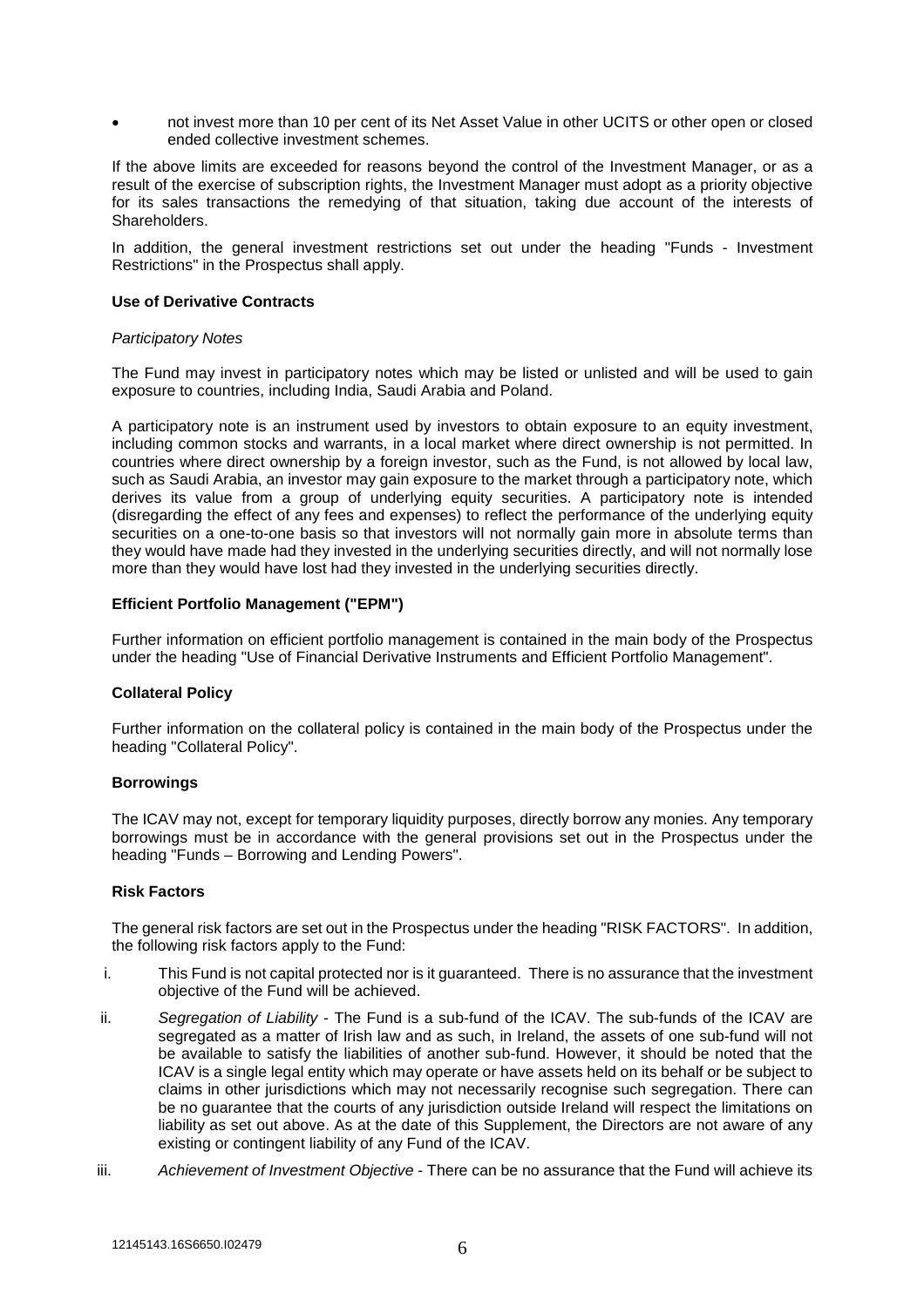- not invest more than 10 per cent of its Net Asset Value in other UCITS or other open or closed ended collective investment schemes.

If the above limits are exceeded for reasons beyond the control of the Investment Manager, or as a result of the exercise of subscription rights, the Investment Manager must adopt as a priority objective for its sales transactions the remedying of that situation, taking due account of the interests of Shareholders.

In addition, the general investment restrictions set out under the heading "Funds - Investment Restrictions" in the Prospectus shall apply.

**Use of Derivative Contracts**

*Participatory Notes*

The Fund may invest in participatory notes which may be listed or unlisted and will be used to gain exposure to countries, including India, Saudi Arabia and Poland.

A participatory note is an instrument used by investors to obtain exposure to an equity investment, including common stocks and warrants, in a local market where direct ownership is not permitted. In countries where direct ownership by a foreign investor, such as the Fund, is not allowed by local law, such as Saudi Arabia, an investor may gain exposure to the market through a participatory note, which derives its value from a group of underlying equity securities. A participatory note is intended (disregarding the effect of any fees and expenses) to reflect the performance of the underlying equity securities on a one-to-one basis so that investors will not normally gain more in absolute terms than they would have made had they invested in the underlying securities directly, and will not normally lose more than they would have lost had they invested in the underlying securities directly.

**Efficient Portfolio Management ("EPM")**

Further information on efficient portfolio management is contained in the main body of the Prospectus under the heading "Use of Financial Derivative Instruments and Efficient Portfolio Management".

**Collateral Policy**

Further information on the collateral policy is contained in the main body of the Prospectus under the heading "Collateral Policy".

**Borrowings**

The ICAV may not, except for temporary liquidity purposes, directly borrow any monies. Any temporary borrowings must be in accordance with the general provisions set out in the Prospectus under the heading "Funds – Borrowing and Lending Powers".

**Risk Factors**

The general risk factors are set out in the Prospectus under the heading "RISK FACTORS". In addition, the following risk factors apply to the Fund:

i. This Fund is not capital protected nor is it guaranteed. There is no assurance that the investment objective of the Fund will be achieved.

ii. *Segregation of Liability* - The Fund is a sub-fund of the ICAV. The sub-funds of the ICAV are segregated as a matter of Irish law and as such, in Ireland, the assets of one sub-fund will not be available to satisfy the liabilities of another sub-fund. However, it should be noted that the ICAV is a single legal entity which may operate or have assets held on its behalf or be subject to claims in other jurisdictions which may not necessarily recognise such segregation. There can be no guarantee that the courts of any jurisdiction outside Ireland will respect the limitations on liability as set out above. As at the date of this Supplement, the Directors are not aware of any existing or contingent liability of any Fund of the ICAV.

iii. *Achievement of Investment Objective* - There can be no assurance that the Fund will achieve its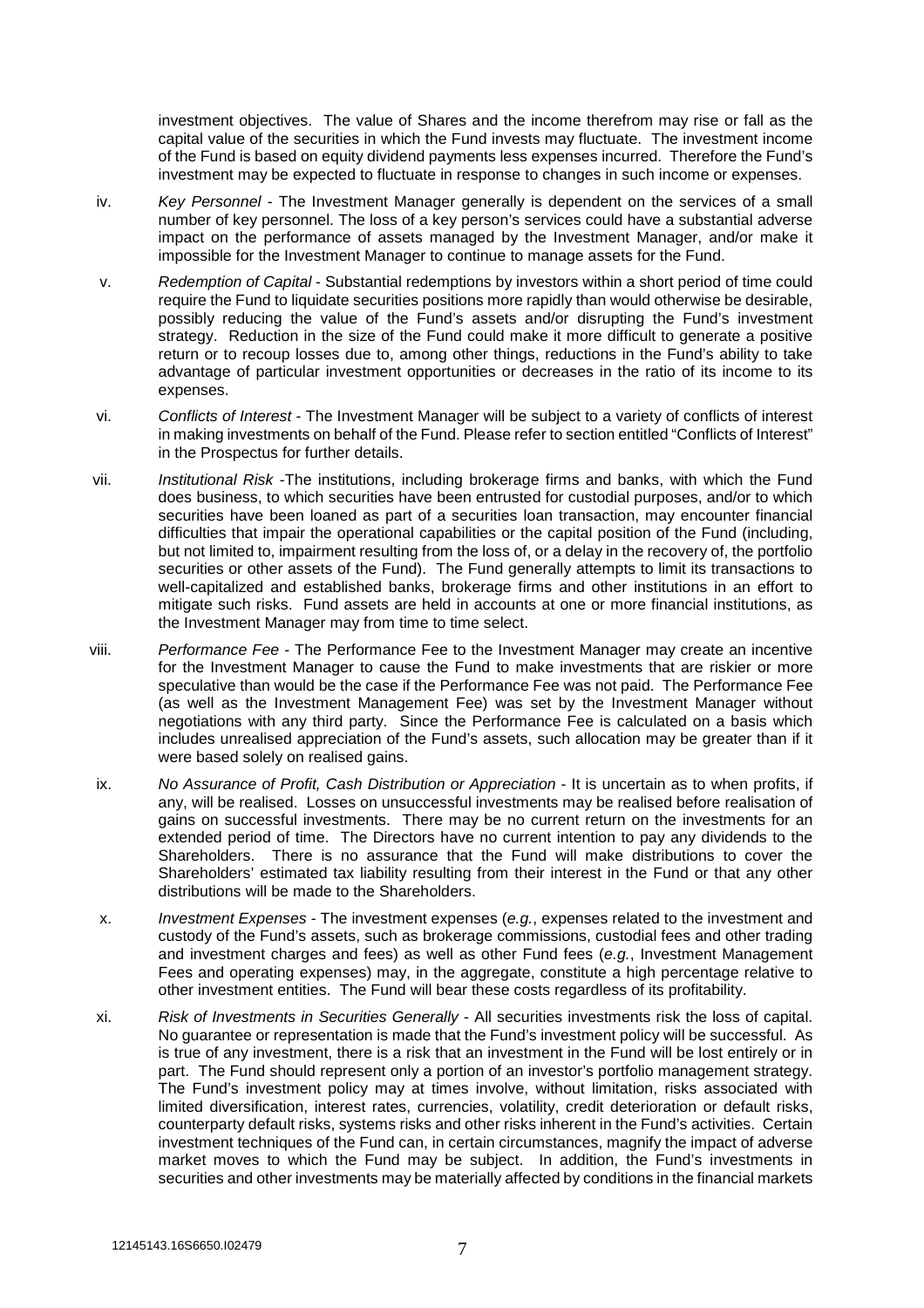investment objectives. The value of Shares and the income therefrom may rise or fall as the capital value of the securities in which the Fund invests may fluctuate. The investment income of the Fund is based on equity dividend payments less expenses incurred. Therefore the Fund's investment may be expected to fluctuate in response to changes in such income or expenses.

iv. *Key Personnel* - The Investment Manager generally is dependent on the services of a small number of key personnel. The loss of a key person's services could have a substantial adverse impact on the performance of assets managed by the Investment Manager, and/or make it impossible for the Investment Manager to continue to manage assets for the Fund.

v. *Redemption of Capital* - Substantial redemptions by investors within a short period of time could require the Fund to liquidate securities positions more rapidly than would otherwise be desirable, possibly reducing the value of the Fund's assets and/or disrupting the Fund's investment strategy. Reduction in the size of the Fund could make it more difficult to generate a positive return or to recoup losses due to, among other things, reductions in the Fund's ability to take advantage of particular investment opportunities or decreases in the ratio of its income to its expenses.

vi. *Conflicts of Interest* - The Investment Manager will be subject to a variety of conflicts of interest in making investments on behalf of the Fund. Please refer to section entitled "Conflicts of Interest" in the Prospectus for further details.

vii. *Institutional Risk* -The institutions, including brokerage firms and banks, with which the Fund does business, to which securities have been entrusted for custodial purposes, and/or to which securities have been loaned as part of a securities loan transaction, may encounter financial difficulties that impair the operational capabilities or the capital position of the Fund (including, but not limited to, impairment resulting from the loss of, or a delay in the recovery of, the portfolio securities or other assets of the Fund). The Fund generally attempts to limit its transactions to well-capitalized and established banks, brokerage firms and other institutions in an effort to mitigate such risks. Fund assets are held in accounts at one or more financial institutions, as the Investment Manager may from time to time select.

viii. *Performance Fee* - The Performance Fee to the Investment Manager may create an incentive for the Investment Manager to cause the Fund to make investments that are riskier or more speculative than would be the case if the Performance Fee was not paid. The Performance Fee (as well as the Investment Management Fee) was set by the Investment Manager without negotiations with any third party. Since the Performance Fee is calculated on a basis which includes unrealised appreciation of the Fund's assets, such allocation may be greater than if it were based solely on realised gains.

ix. *No Assurance of Profit, Cash Distribution or Appreciation* - It is uncertain as to when profits, if any, will be realised. Losses on unsuccessful investments may be realised before realisation of gains on successful investments. There may be no current return on the investments for an extended period of time. The Directors have no current intention to pay any dividends to the Shareholders. There is no assurance that the Fund will make distributions to cover the Shareholders' estimated tax liability resulting from their interest in the Fund or that any other distributions will be made to the Shareholders.

x. *Investment Expenses* - The investment expenses (*e.g.*, expenses related to the investment and custody of the Fund's assets, such as brokerage commissions, custodial fees and other trading and investment charges and fees) as well as other Fund fees (*e.g.*, Investment Management Fees and operating expenses) may, in the aggregate, constitute a high percentage relative to other investment entities. The Fund will bear these costs regardless of its profitability.

xi. *Risk of Investments in Securities Generally* - All securities investments risk the loss of capital. No guarantee or representation is made that the Fund's investment policy will be successful. As is true of any investment, there is a risk that an investment in the Fund will be lost entirely or in part. The Fund should represent only a portion of an investor's portfolio management strategy. The Fund's investment policy may at times involve, without limitation, risks associated with limited diversification, interest rates, currencies, volatility, credit deterioration or default risks, counterparty default risks, systems risks and other risks inherent in the Fund's activities. Certain investment techniques of the Fund can, in certain circumstances, magnify the impact of adverse market moves to which the Fund may be subject. In addition, the Fund's investments in securities and other investments may be materially affected by conditions in the financial markets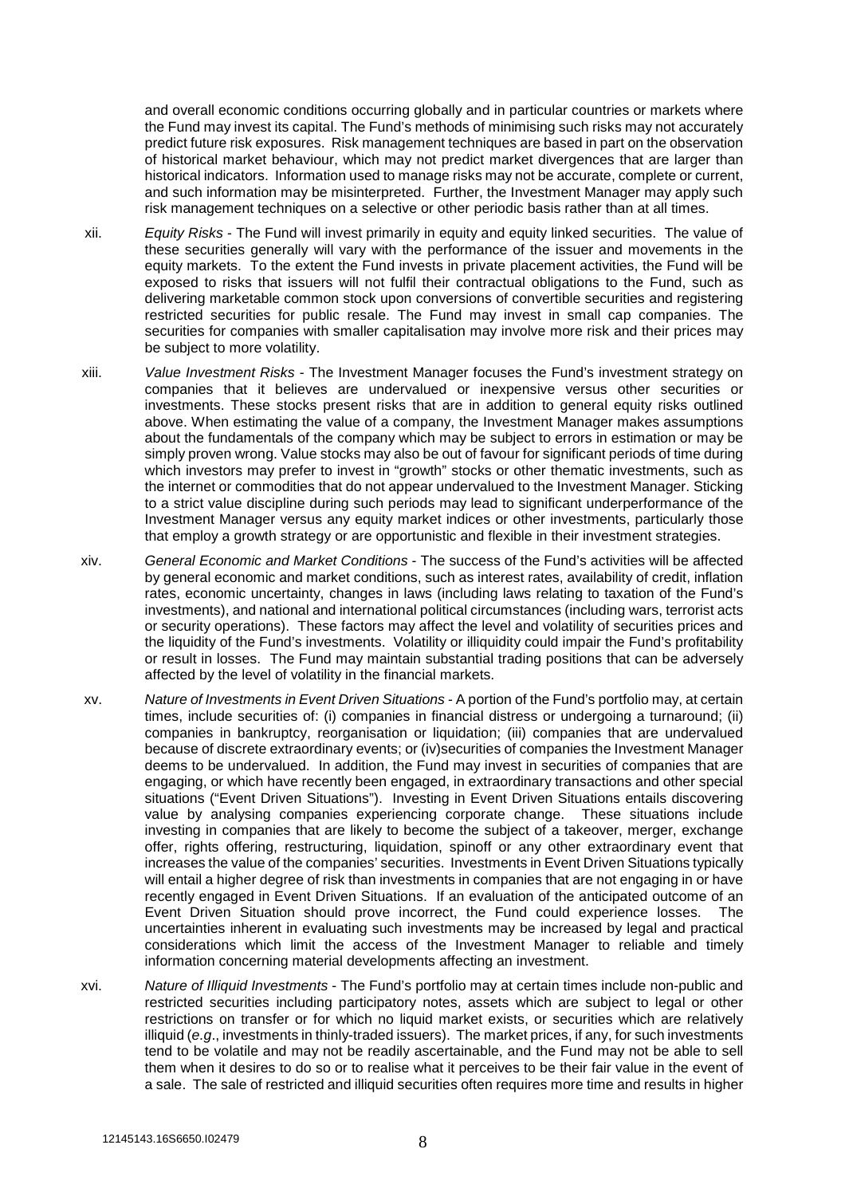and overall economic conditions occurring globally and in particular countries or markets where the Fund may invest its capital. The Fund's methods of minimising such risks may not accurately predict future risk exposures. Risk management techniques are based in part on the observation of historical market behaviour, which may not predict market divergences that are larger than historical indicators. Information used to manage risks may not be accurate, complete or current, and such information may be misinterpreted. Further, the Investment Manager may apply such risk management techniques on a selective or other periodic basis rather than at all times.

xii. *Equity Risks* - The Fund will invest primarily in equity and equity linked securities. The value of these securities generally will vary with the performance of the issuer and movements in the equity markets. To the extent the Fund invests in private placement activities, the Fund will be exposed to risks that issuers will not fulfil their contractual obligations to the Fund, such as delivering marketable common stock upon conversions of convertible securities and registering restricted securities for public resale. The Fund may invest in small cap companies. The securities for companies with smaller capitalisation may involve more risk and their prices may be subject to more volatility.

xiii. *Value Investment Risks* - The Investment Manager focuses the Fund's investment strategy on companies that it believes are undervalued or inexpensive versus other securities or investments. These stocks present risks that are in addition to general equity risks outlined above. When estimating the value of a company, the Investment Manager makes assumptions about the fundamentals of the company which may be subject to errors in estimation or may be simply proven wrong. Value stocks may also be out of favour for significant periods of time during which investors may prefer to invest in "growth" stocks or other thematic investments, such as the internet or commodities that do not appear undervalued to the Investment Manager. Sticking to a strict value discipline during such periods may lead to significant underperformance of the Investment Manager versus any equity market indices or other investments, particularly those that employ a growth strategy or are opportunistic and flexible in their investment strategies.

xiv. *General Economic and Market Conditions* - The success of the Fund's activities will be affected by general economic and market conditions, such as interest rates, availability of credit, inflation rates, economic uncertainty, changes in laws (including laws relating to taxation of the Fund's investments), and national and international political circumstances (including wars, terrorist acts or security operations). These factors may affect the level and volatility of securities prices and the liquidity of the Fund's investments. Volatility or illiquidity could impair the Fund's profitability or result in losses. The Fund may maintain substantial trading positions that can be adversely affected by the level of volatility in the financial markets.

xv. *Nature of Investments in Event Driven Situations* - A portion of the Fund's portfolio may, at certain times, include securities of: (i) companies in financial distress or undergoing a turnaround; (ii) companies in bankruptcy, reorganisation or liquidation; (iii) companies that are undervalued because of discrete extraordinary events; or (iv)securities of companies the Investment Manager deems to be undervalued. In addition, the Fund may invest in securities of companies that are engaging, or which have recently been engaged, in extraordinary transactions and other special situations ("Event Driven Situations"). Investing in Event Driven Situations entails discovering value by analysing companies experiencing corporate change. These situations include investing in companies that are likely to become the subject of a takeover, merger, exchange offer, rights offering, restructuring, liquidation, spinoff or any other extraordinary event that increases the value of the companies' securities. Investments in Event Driven Situations typically will entail a higher degree of risk than investments in companies that are not engaging in or have recently engaged in Event Driven Situations. If an evaluation of the anticipated outcome of an Event Driven Situation should prove incorrect, the Fund could experience losses. The uncertainties inherent in evaluating such investments may be increased by legal and practical considerations which limit the access of the Investment Manager to reliable and timely information concerning material developments affecting an investment.

xvi. *Nature of Illiquid Investments* - The Fund's portfolio may at certain times include non-public and restricted securities including participatory notes, assets which are subject to legal or other restrictions on transfer or for which no liquid market exists, or securities which are relatively illiquid (*e.g*., investments in thinly-traded issuers). The market prices, if any, for such investments tend to be volatile and may not be readily ascertainable, and the Fund may not be able to sell them when it desires to do so or to realise what it perceives to be their fair value in the event of a sale. The sale of restricted and illiquid securities often requires more time and results in higher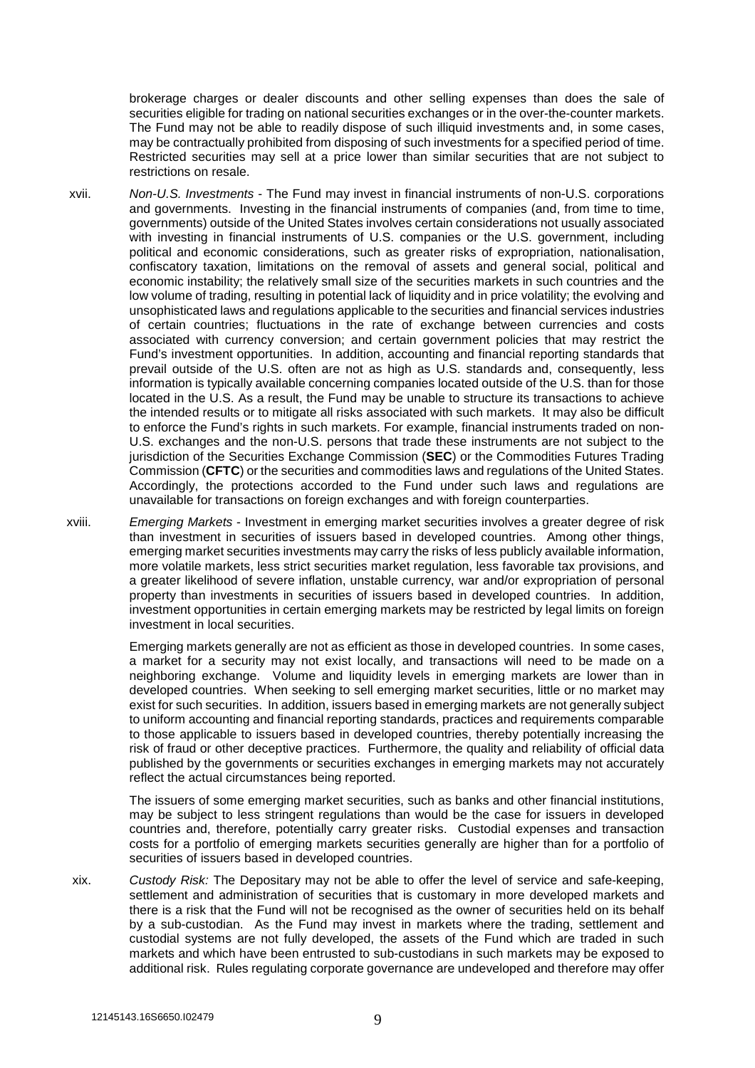brokerage charges or dealer discounts and other selling expenses than does the sale of securities eligible for trading on national securities exchanges or in the over-the-counter markets. The Fund may not be able to readily dispose of such illiquid investments and, in some cases, may be contractually prohibited from disposing of such investments for a specified period of time. Restricted securities may sell at a price lower than similar securities that are not subject to restrictions on resale.

xvii. *Non-U.S. Investments* - The Fund may invest in financial instruments of non-U.S. corporations and governments. Investing in the financial instruments of companies (and, from time to time, governments) outside of the United States involves certain considerations not usually associated with investing in financial instruments of U.S. companies or the U.S. government, including political and economic considerations, such as greater risks of expropriation, nationalisation, confiscatory taxation, limitations on the removal of assets and general social, political and economic instability; the relatively small size of the securities markets in such countries and the low volume of trading, resulting in potential lack of liquidity and in price volatility; the evolving and unsophisticated laws and regulations applicable to the securities and financial services industries of certain countries; fluctuations in the rate of exchange between currencies and costs associated with currency conversion; and certain government policies that may restrict the Fund's investment opportunities. In addition, accounting and financial reporting standards that prevail outside of the U.S. often are not as high as U.S. standards and, consequently, less information is typically available concerning companies located outside of the U.S. than for those located in the U.S. As a result, the Fund may be unable to structure its transactions to achieve the intended results or to mitigate all risks associated with such markets. It may also be difficult to enforce the Fund's rights in such markets. For example, financial instruments traded on non-U.S. exchanges and the non-U.S. persons that trade these instruments are not subject to the jurisdiction of the Securities Exchange Commission (**SEC**) or the Commodities Futures Trading Commission (**CFTC**) or the securities and commodities laws and regulations of the United States. Accordingly, the protections accorded to the Fund under such laws and regulations are unavailable for transactions on foreign exchanges and with foreign counterparties.

xviii. *Emerging Markets* - Investment in emerging market securities involves a greater degree of risk than investment in securities of issuers based in developed countries. Among other things, emerging market securities investments may carry the risks of less publicly available information, more volatile markets, less strict securities market regulation, less favorable tax provisions, and a greater likelihood of severe inflation, unstable currency, war and/or expropriation of personal property than investments in securities of issuers based in developed countries. In addition, investment opportunities in certain emerging markets may be restricted by legal limits on foreign investment in local securities.

Emerging markets generally are not as efficient as those in developed countries. In some cases, a market for a security may not exist locally, and transactions will need to be made on a neighboring exchange. Volume and liquidity levels in emerging markets are lower than in developed countries. When seeking to sell emerging market securities, little or no market may exist for such securities. In addition, issuers based in emerging markets are not generally subject to uniform accounting and financial reporting standards, practices and requirements comparable to those applicable to issuers based in developed countries, thereby potentially increasing the risk of fraud or other deceptive practices. Furthermore, the quality and reliability of official data published by the governments or securities exchanges in emerging markets may not accurately reflect the actual circumstances being reported.

The issuers of some emerging market securities, such as banks and other financial institutions, may be subject to less stringent regulations than would be the case for issuers in developed countries and, therefore, potentially carry greater risks. Custodial expenses and transaction costs for a portfolio of emerging markets securities generally are higher than for a portfolio of securities of issuers based in developed countries.

xix. *Custody Risk:* The Depositary may not be able to offer the level of service and safe-keeping, settlement and administration of securities that is customary in more developed markets and there is a risk that the Fund will not be recognised as the owner of securities held on its behalf by a sub-custodian. As the Fund may invest in markets where the trading, settlement and custodial systems are not fully developed, the assets of the Fund which are traded in such markets and which have been entrusted to sub-custodians in such markets may be exposed to additional risk. Rules regulating corporate governance are undeveloped and therefore may offer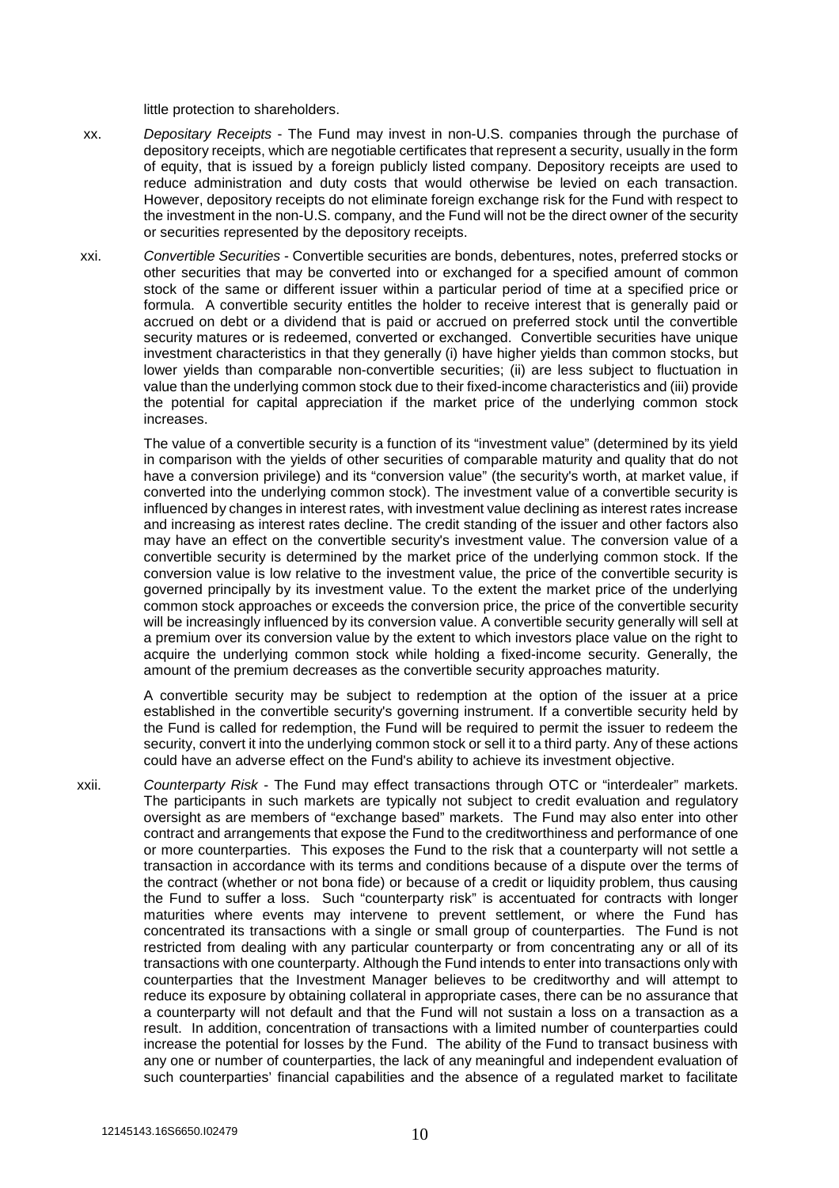little protection to shareholders.

xx. *Depositary Receipts* - The Fund may invest in non-U.S. companies through the purchase of depository receipts, which are negotiable certificates that represent a security, usually in the form of equity, that is issued by a foreign publicly listed company. Depository receipts are used to reduce administration and duty costs that would otherwise be levied on each transaction. However, depository receipts do not eliminate foreign exchange risk for the Fund with respect to the investment in the non-U.S. company, and the Fund will not be the direct owner of the security or securities represented by the depository receipts.

xxi. *Convertible Securities* - Convertible securities are bonds, debentures, notes, preferred stocks or other securities that may be converted into or exchanged for a specified amount of common stock of the same or different issuer within a particular period of time at a specified price or formula. A convertible security entitles the holder to receive interest that is generally paid or accrued on debt or a dividend that is paid or accrued on preferred stock until the convertible security matures or is redeemed, converted or exchanged. Convertible securities have unique investment characteristics in that they generally (i) have higher yields than common stocks, but lower yields than comparable non-convertible securities; (ii) are less subject to fluctuation in value than the underlying common stock due to their fixed-income characteristics and (iii) provide the potential for capital appreciation if the market price of the underlying common stock increases.

The value of a convertible security is a function of its "investment value" (determined by its yield in comparison with the yields of other securities of comparable maturity and quality that do not have a conversion privilege) and its "conversion value" (the security's worth, at market value, if converted into the underlying common stock). The investment value of a convertible security is influenced by changes in interest rates, with investment value declining as interest rates increase and increasing as interest rates decline. The credit standing of the issuer and other factors also may have an effect on the convertible security's investment value. The conversion value of a convertible security is determined by the market price of the underlying common stock. If the conversion value is low relative to the investment value, the price of the convertible security is governed principally by its investment value. To the extent the market price of the underlying common stock approaches or exceeds the conversion price, the price of the convertible security will be increasingly influenced by its conversion value. A convertible security generally will sell at a premium over its conversion value by the extent to which investors place value on the right to acquire the underlying common stock while holding a fixed-income security. Generally, the amount of the premium decreases as the convertible security approaches maturity.

A convertible security may be subject to redemption at the option of the issuer at a price established in the convertible security's governing instrument. If a convertible security held by the Fund is called for redemption, the Fund will be required to permit the issuer to redeem the security, convert it into the underlying common stock or sell it to a third party. Any of these actions could have an adverse effect on the Fund's ability to achieve its investment objective.

xxii. *Counterparty Risk* - The Fund may effect transactions through OTC or "interdealer" markets. The participants in such markets are typically not subject to credit evaluation and regulatory oversight as are members of "exchange based" markets. The Fund may also enter into other contract and arrangements that expose the Fund to the creditworthiness and performance of one or more counterparties. This exposes the Fund to the risk that a counterparty will not settle a transaction in accordance with its terms and conditions because of a dispute over the terms of the contract (whether or not bona fide) or because of a credit or liquidity problem, thus causing the Fund to suffer a loss. Such "counterparty risk" is accentuated for contracts with longer maturities where events may intervene to prevent settlement, or where the Fund has concentrated its transactions with a single or small group of counterparties. The Fund is not restricted from dealing with any particular counterparty or from concentrating any or all of its transactions with one counterparty. Although the Fund intends to enter into transactions only with counterparties that the Investment Manager believes to be creditworthy and will attempt to reduce its exposure by obtaining collateral in appropriate cases, there can be no assurance that a counterparty will not default and that the Fund will not sustain a loss on a transaction as a result. In addition, concentration of transactions with a limited number of counterparties could increase the potential for losses by the Fund. The ability of the Fund to transact business with any one or number of counterparties, the lack of any meaningful and independent evaluation of such counterparties' financial capabilities and the absence of a regulated market to facilitate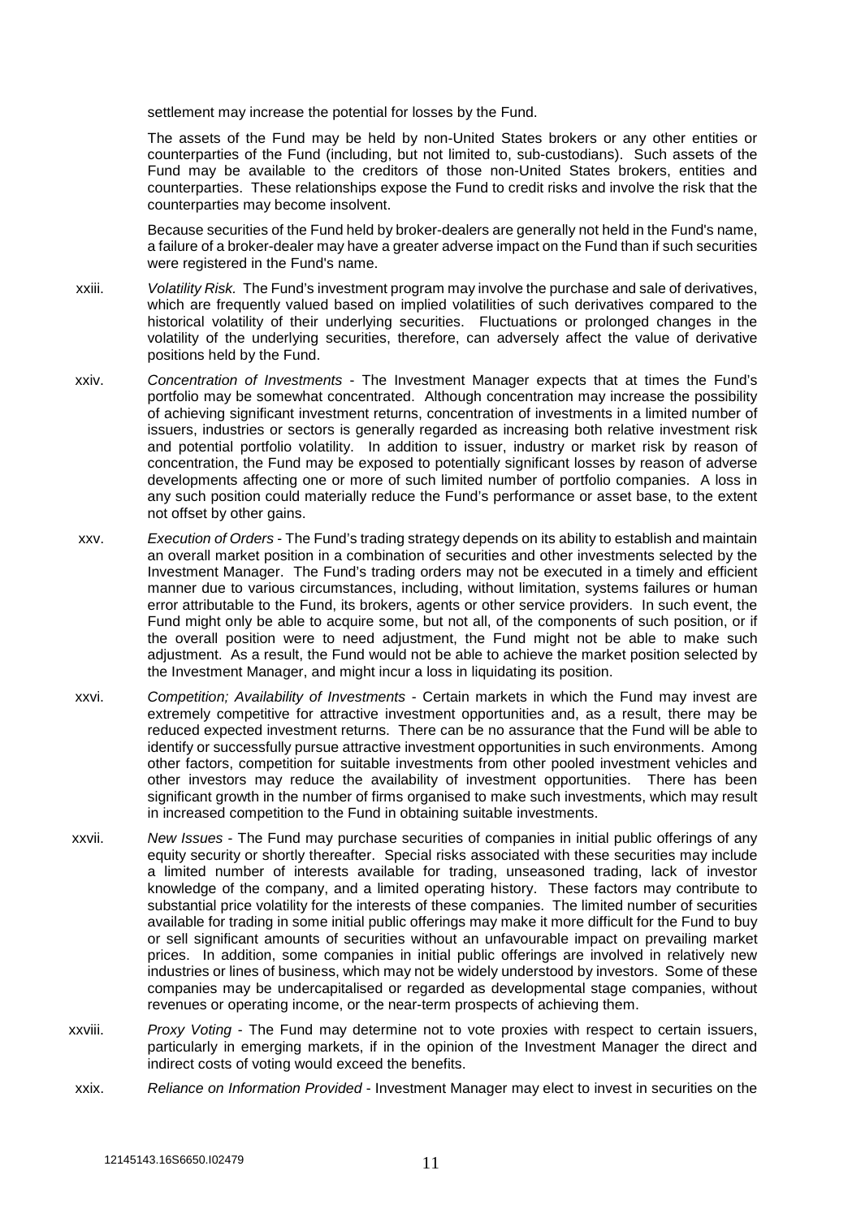settlement may increase the potential for losses by the Fund.

The assets of the Fund may be held by non-United States brokers or any other entities or counterparties of the Fund (including, but not limited to, sub-custodians). Such assets of the Fund may be available to the creditors of those non-United States brokers, entities and counterparties. These relationships expose the Fund to credit risks and involve the risk that the counterparties may become insolvent.

Because securities of the Fund held by broker-dealers are generally not held in the Fund's name, a failure of a broker-dealer may have a greater adverse impact on the Fund than if such securities were registered in the Fund's name.

xxiii. *Volatility Risk.* The Fund's investment program may involve the purchase and sale of derivatives, which are frequently valued based on implied volatilities of such derivatives compared to the historical volatility of their underlying securities. Fluctuations or prolonged changes in the volatility of the underlying securities, therefore, can adversely affect the value of derivative positions held by the Fund.

xxiv. *Concentration of Investments* - The Investment Manager expects that at times the Fund's portfolio may be somewhat concentrated. Although concentration may increase the possibility of achieving significant investment returns, concentration of investments in a limited number of issuers, industries or sectors is generally regarded as increasing both relative investment risk and potential portfolio volatility. In addition to issuer, industry or market risk by reason of concentration, the Fund may be exposed to potentially significant losses by reason of adverse developments affecting one or more of such limited number of portfolio companies. A loss in any such position could materially reduce the Fund's performance or asset base, to the extent not offset by other gains.

xxv. *Execution of Orders* - The Fund's trading strategy depends on its ability to establish and maintain an overall market position in a combination of securities and other investments selected by the Investment Manager. The Fund's trading orders may not be executed in a timely and efficient manner due to various circumstances, including, without limitation, systems failures or human error attributable to the Fund, its brokers, agents or other service providers. In such event, the Fund might only be able to acquire some, but not all, of the components of such position, or if the overall position were to need adjustment, the Fund might not be able to make such adjustment. As a result, the Fund would not be able to achieve the market position selected by the Investment Manager, and might incur a loss in liquidating its position.

xxvi. *Competition; Availability of Investments* - Certain markets in which the Fund may invest are extremely competitive for attractive investment opportunities and, as a result, there may be reduced expected investment returns. There can be no assurance that the Fund will be able to identify or successfully pursue attractive investment opportunities in such environments. Among other factors, competition for suitable investments from other pooled investment vehicles and other investors may reduce the availability of investment opportunities. There has been significant growth in the number of firms organised to make such investments, which may result in increased competition to the Fund in obtaining suitable investments.

xxvii. *New Issues* - The Fund may purchase securities of companies in initial public offerings of any equity security or shortly thereafter. Special risks associated with these securities may include a limited number of interests available for trading, unseasoned trading, lack of investor knowledge of the company, and a limited operating history. These factors may contribute to substantial price volatility for the interests of these companies. The limited number of securities available for trading in some initial public offerings may make it more difficult for the Fund to buy or sell significant amounts of securities without an unfavourable impact on prevailing market prices. In addition, some companies in initial public offerings are involved in relatively new industries or lines of business, which may not be widely understood by investors. Some of these companies may be undercapitalised or regarded as developmental stage companies, without revenues or operating income, or the near-term prospects of achieving them.

xxviii. *Proxy Voting* - The Fund may determine not to vote proxies with respect to certain issuers, particularly in emerging markets, if in the opinion of the Investment Manager the direct and indirect costs of voting would exceed the benefits.

xxix. *Reliance on Information Provided* - Investment Manager may elect to invest in securities on the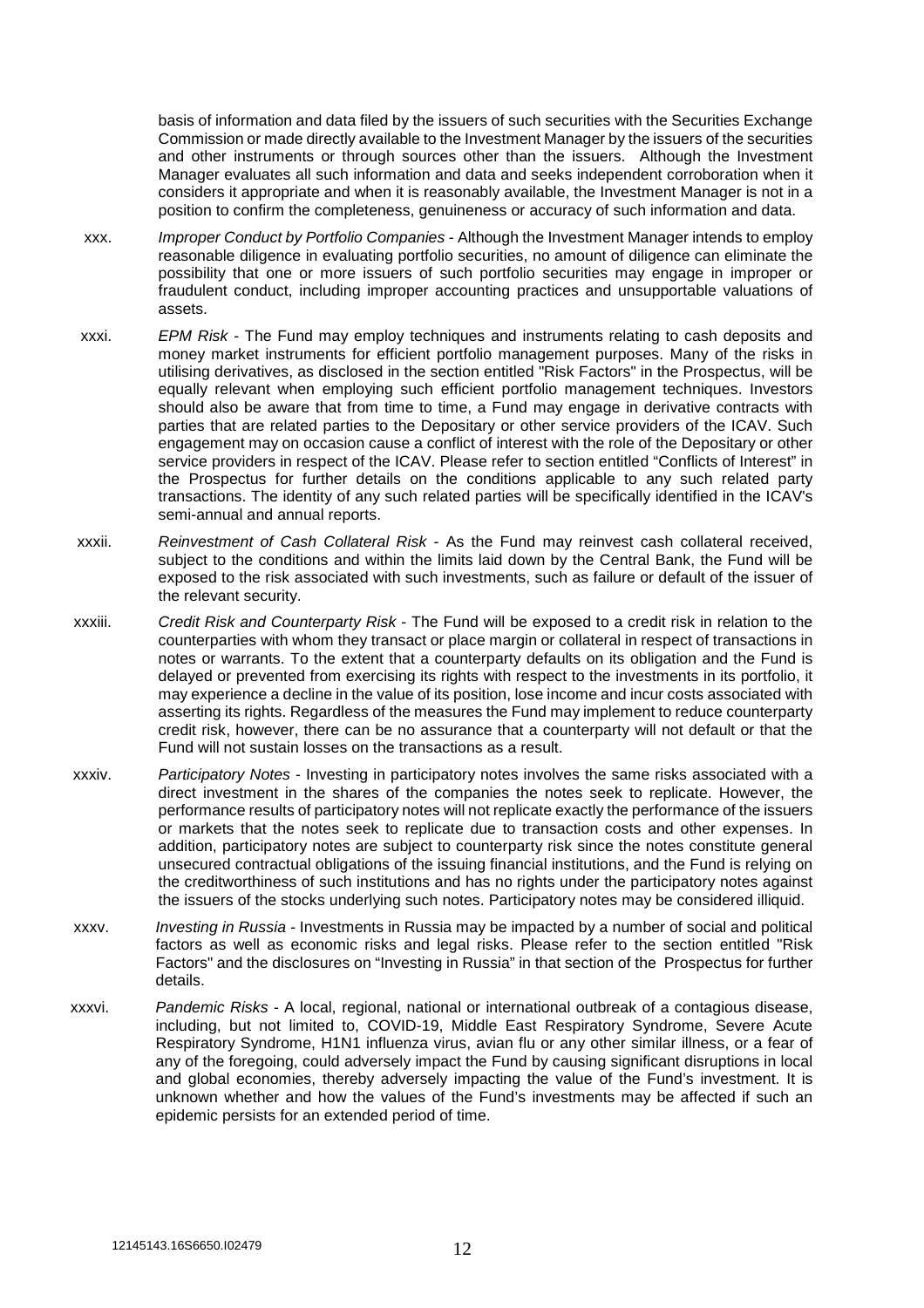basis of information and data filed by the issuers of such securities with the Securities Exchange Commission or made directly available to the Investment Manager by the issuers of the securities and other instruments or through sources other than the issuers. Although the Investment Manager evaluates all such information and data and seeks independent corroboration when it considers it appropriate and when it is reasonably available, the Investment Manager is not in a position to confirm the completeness, genuineness or accuracy of such information and data.

xxx. *Improper Conduct by Portfolio Companies* - Although the Investment Manager intends to employ reasonable diligence in evaluating portfolio securities, no amount of diligence can eliminate the possibility that one or more issuers of such portfolio securities may engage in improper or fraudulent conduct, including improper accounting practices and unsupportable valuations of assets.

xxxi. *EPM Risk* - The Fund may employ techniques and instruments relating to cash deposits and money market instruments for efficient portfolio management purposes. Many of the risks in utilising derivatives, as disclosed in the section entitled "Risk Factors" in the Prospectus, will be equally relevant when employing such efficient portfolio management techniques. Investors should also be aware that from time to time, a Fund may engage in derivative contracts with parties that are related parties to the Depositary or other service providers of the ICAV. Such engagement may on occasion cause a conflict of interest with the role of the Depositary or other service providers in respect of the ICAV. Please refer to section entitled "Conflicts of Interest" in the Prospectus for further details on the conditions applicable to any such related party transactions. The identity of any such related parties will be specifically identified in the ICAV's semi-annual and annual reports.

xxxii. *Reinvestment of Cash Collateral Risk* - As the Fund may reinvest cash collateral received, subject to the conditions and within the limits laid down by the Central Bank, the Fund will be exposed to the risk associated with such investments, such as failure or default of the issuer of the relevant security.

xxxiii. *Credit Risk and Counterparty Risk* - The Fund will be exposed to a credit risk in relation to the counterparties with whom they transact or place margin or collateral in respect of transactions in notes or warrants. To the extent that a counterparty defaults on its obligation and the Fund is delayed or prevented from exercising its rights with respect to the investments in its portfolio, it may experience a decline in the value of its position, lose income and incur costs associated with asserting its rights. Regardless of the measures the Fund may implement to reduce counterparty credit risk, however, there can be no assurance that a counterparty will not default or that the Fund will not sustain losses on the transactions as a result.

xxxiv. *Participatory Notes* - Investing in participatory notes involves the same risks associated with a direct investment in the shares of the companies the notes seek to replicate. However, the performance results of participatory notes will not replicate exactly the performance of the issuers or markets that the notes seek to replicate due to transaction costs and other expenses. In addition, participatory notes are subject to counterparty risk since the notes constitute general unsecured contractual obligations of the issuing financial institutions, and the Fund is relying on the creditworthiness of such institutions and has no rights under the participatory notes against the issuers of the stocks underlying such notes. Participatory notes may be considered illiquid.

xxxv. *Investing in Russia* - Investments in Russia may be impacted by a number of social and political factors as well as economic risks and legal risks. Please refer to the section entitled "Risk Factors" and the disclosures on "Investing in Russia" in that section of the Prospectus for further details.

xxxvi. *Pandemic Risks* - A local, regional, national or international outbreak of a contagious disease, including, but not limited to, COVID-19, Middle East Respiratory Syndrome, Severe Acute Respiratory Syndrome, H1N1 influenza virus, avian flu or any other similar illness, or a fear of any of the foregoing, could adversely impact the Fund by causing significant disruptions in local and global economies, thereby adversely impacting the value of the Fund's investment. It is unknown whether and how the values of the Fund's investments may be affected if such an epidemic persists for an extended period of time.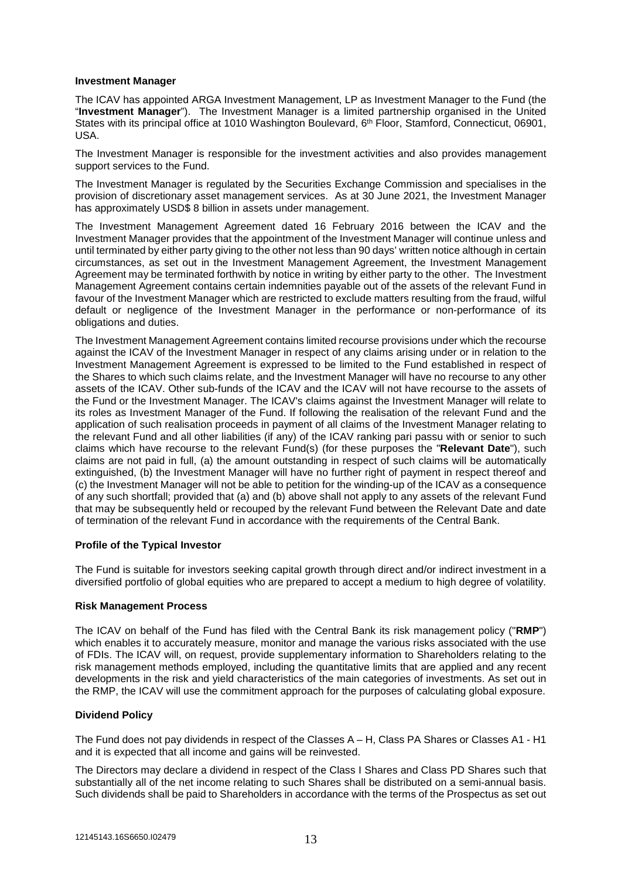**Investment Manager**

The ICAV has appointed ARGA Investment Management, LP as Investment Manager to the Fund (the "**Investment Manager**"). The Investment Manager is a limited partnership organised in the United States with its principal office at 1010 Washington Boulevard, 6th Floor, Stamford, Connecticut, 06901, USA.

The Investment Manager is responsible for the investment activities and also provides management support services to the Fund.

The Investment Manager is regulated by the Securities Exchange Commission and specialises in the provision of discretionary asset management services. As at 30 June 2021, the Investment Manager has approximately USD$ 8 billion in assets under management.

The Investment Management Agreement dated 16 February 2016 between the ICAV and the Investment Manager provides that the appointment of the Investment Manager will continue unless and until terminated by either party giving to the other not less than 90 days' written notice although in certain circumstances, as set out in the Investment Management Agreement, the Investment Management Agreement may be terminated forthwith by notice in writing by either party to the other. The Investment Management Agreement contains certain indemnities payable out of the assets of the relevant Fund in favour of the Investment Manager which are restricted to exclude matters resulting from the fraud, wilful default or negligence of the Investment Manager in the performance or non-performance of its obligations and duties.

The Investment Management Agreement contains limited recourse provisions under which the recourse against the ICAV of the Investment Manager in respect of any claims arising under or in relation to the Investment Management Agreement is expressed to be limited to the Fund established in respect of the Shares to which such claims relate, and the Investment Manager will have no recourse to any other assets of the ICAV. Other sub-funds of the ICAV and the ICAV will not have recourse to the assets of the Fund or the Investment Manager. The ICAV's claims against the Investment Manager will relate to its roles as Investment Manager of the Fund. If following the realisation of the relevant Fund and the application of such realisation proceeds in payment of all claims of the Investment Manager relating to the relevant Fund and all other liabilities (if any) of the ICAV ranking pari passu with or senior to such claims which have recourse to the relevant Fund(s) (for these purposes the "**Relevant Date**"), such claims are not paid in full, (a) the amount outstanding in respect of such claims will be automatically extinguished, (b) the Investment Manager will have no further right of payment in respect thereof and (c) the Investment Manager will not be able to petition for the winding-up of the ICAV as a consequence of any such shortfall; provided that (a) and (b) above shall not apply to any assets of the relevant Fund that may be subsequently held or recouped by the relevant Fund between the Relevant Date and date of termination of the relevant Fund in accordance with the requirements of the Central Bank.

**Profile of the Typical Investor**

The Fund is suitable for investors seeking capital growth through direct and/or indirect investment in a diversified portfolio of global equities who are prepared to accept a medium to high degree of volatility.

**Risk Management Process**

The ICAV on behalf of the Fund has filed with the Central Bank its risk management policy ("**RMP**") which enables it to accurately measure, monitor and manage the various risks associated with the use of FDIs. The ICAV will, on request, provide supplementary information to Shareholders relating to the risk management methods employed, including the quantitative limits that are applied and any recent developments in the risk and yield characteristics of the main categories of investments. As set out in the RMP, the ICAV will use the commitment approach for the purposes of calculating global exposure.

**Dividend Policy**

The Fund does not pay dividends in respect of the Classes A – H, Class PA Shares or Classes A1 - H1 and it is expected that all income and gains will be reinvested.

The Directors may declare a dividend in respect of the Class I Shares and Class PD Shares such that substantially all of the net income relating to such Shares shall be distributed on a semi-annual basis. Such dividends shall be paid to Shareholders in accordance with the terms of the Prospectus as set out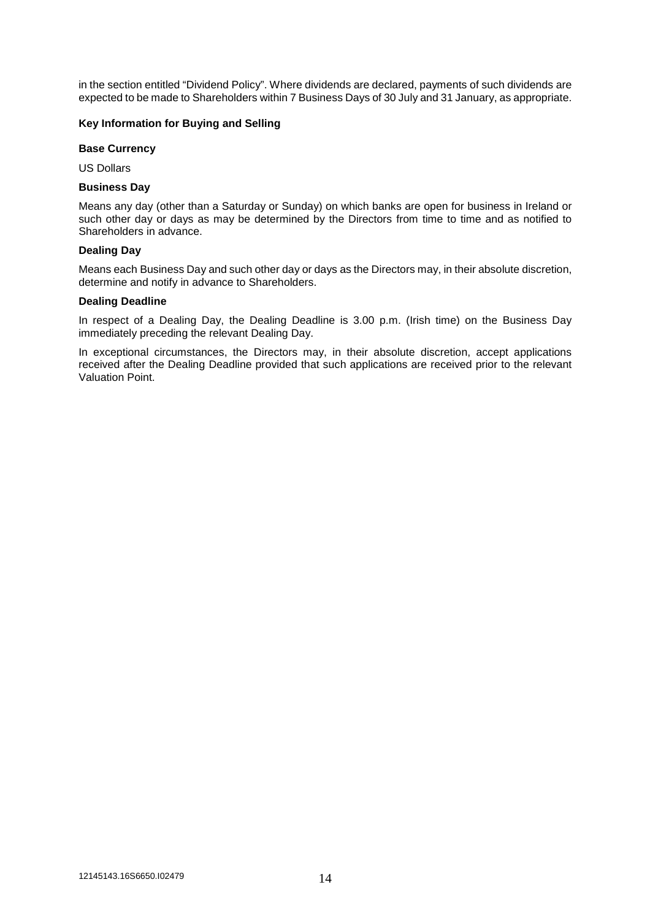in the section entitled "Dividend Policy". Where dividends are declared, payments of such dividends are expected to be made to Shareholders within 7 Business Days of 30 July and 31 January, as appropriate.

**Key Information for Buying and Selling**

**Base Currency**

US Dollars

**Business Day**

Means any day (other than a Saturday or Sunday) on which banks are open for business in Ireland or such other day or days as may be determined by the Directors from time to time and as notified to Shareholders in advance.

**Dealing Day**

Means each Business Day and such other day or days as the Directors may, in their absolute discretion, determine and notify in advance to Shareholders.

**Dealing Deadline**

In respect of a Dealing Day, the Dealing Deadline is 3.00 p.m. (Irish time) on the Business Day immediately preceding the relevant Dealing Day.

In exceptional circumstances, the Directors may, in their absolute discretion, accept applications received after the Dealing Deadline provided that such applications are received prior to the relevant Valuation Point.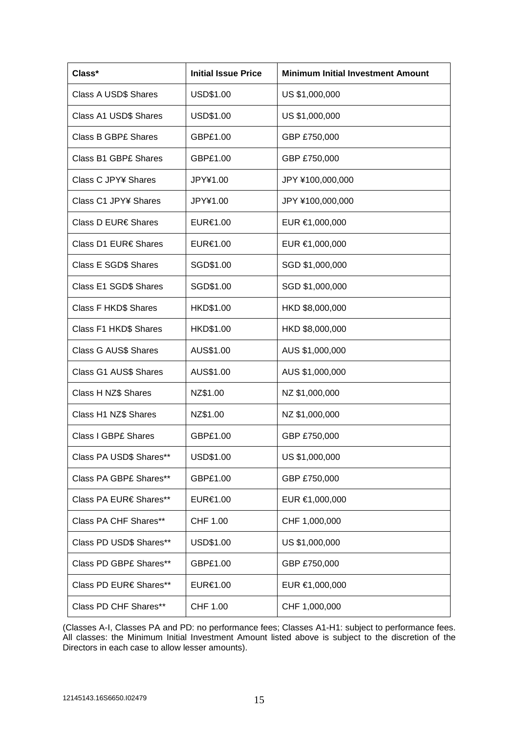| Class* | Initial Issue Price | Minimum Initial Investment Amount |
|---|---|---|
| Class A USD$ Shares | USD$1.00 | US $1,000,000 |
| Class A1 USD$ Shares | USD$1.00 | US $1,000,000 |
| Class B GBP£ Shares | GBP£1.00 | GBP £750,000 |
| Class B1 GBP£ Shares | GBP£1.00 | GBP £750,000 |
| Class C JPY¥ Shares | JPY¥1.00 | JPY ¥100,000,000 |
| Class C1 JPY¥ Shares | JPY¥1.00 | JPY ¥100,000,000 |
| Class D EUR€ Shares | EUR€1.00 | EUR €1,000,000 |
| Class D1 EUR€ Shares | EUR€1.00 | EUR €1,000,000 |
| Class E SGD$ Shares | SGD$1.00 | SGD $1,000,000 |
| Class E1 SGD$ Shares | SGD$1.00 | SGD $1,000,000 |
| Class F HKD$ Shares | HKD$1.00 | HKD $8,000,000 |
| Class F1 HKD$ Shares | HKD$1.00 | HKD $8,000,000 |
| Class G AUS$ Shares | AUS$1.00 | AUS $1,000,000 |
| Class G1 AUS$ Shares | AUS$1.00 | AUS $1,000,000 |
| Class H NZ$ Shares | NZ$1.00 | NZ $1,000,000 |
| Class H1 NZ$ Shares | NZ$1.00 | NZ $1,000,000 |
| Class I GBP£ Shares | GBP£1.00 | GBP £750,000 |
| Class PA USD$ Shares** | USD$1.00 | US $1,000,000 |
| Class PA GBP£ Shares** | GBP£1.00 | GBP £750,000 |
| Class PA EUR€ Shares** | EUR€1.00 | EUR €1,000,000 |
| Class PA CHF Shares** | CHF 1.00 | CHF 1,000,000 |
| Class PD USD$ Shares** | USD$1.00 | US $1,000,000 |
| Class PD GBP£ Shares** | GBP£1.00 | GBP £750,000 |
| Class PD EUR€ Shares** | EUR€1.00 | EUR €1,000,000 |
| Class PD CHF Shares** | CHF 1.00 | CHF 1,000,000 |

(Classes A-I, Classes PA and PD: no performance fees; Classes A1-H1: subject to performance fees. All classes: the Minimum Initial Investment Amount listed above is subject to the discretion of the Directors in each case to allow lesser amounts).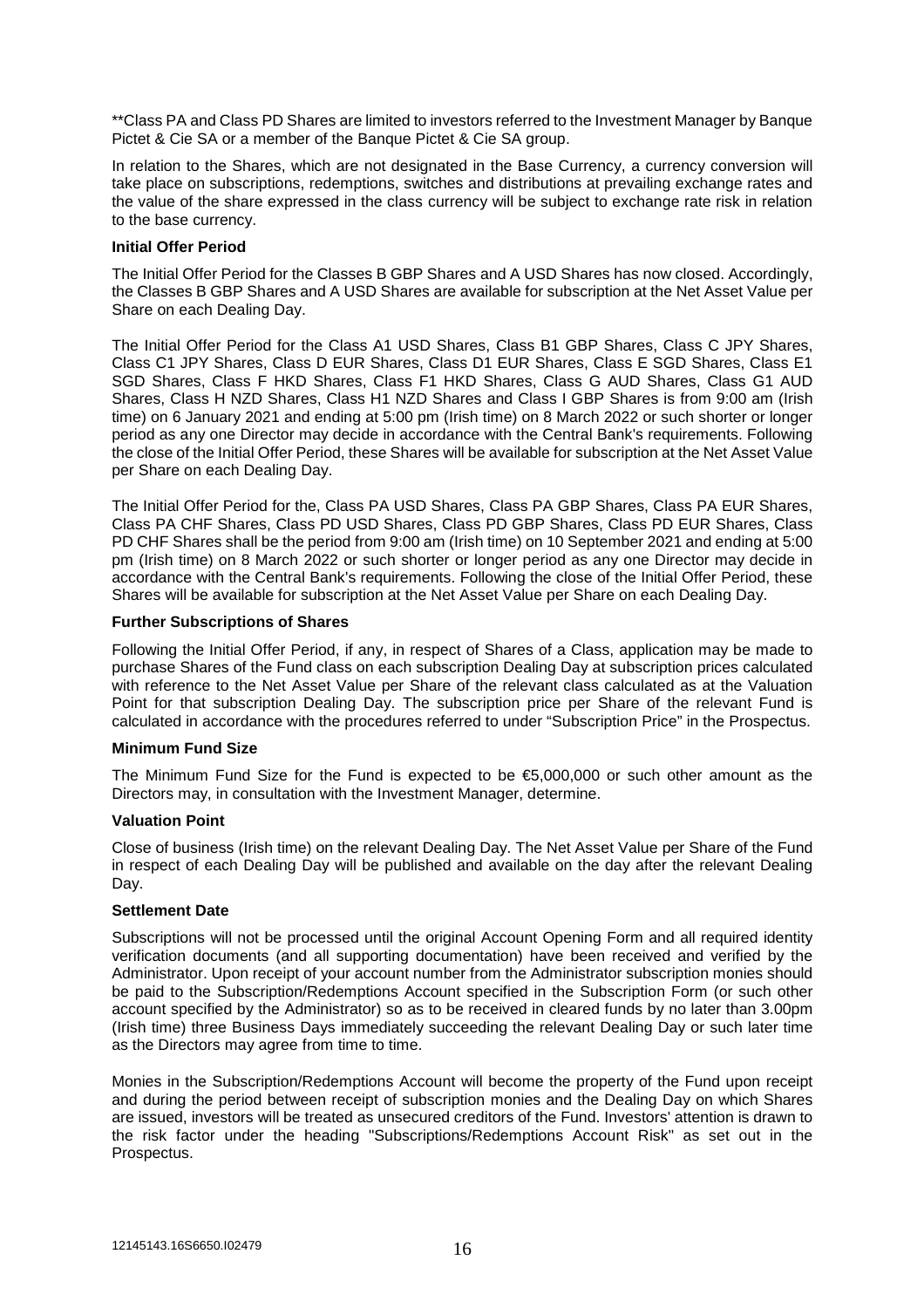**Class PA and Class PD Shares are limited to investors referred to the Investment Manager by Banque Pictet & Cie SA or a member of the Banque Pictet & Cie SA group.

In relation to the Shares, which are not designated in the Base Currency, a currency conversion will take place on subscriptions, redemptions, switches and distributions at prevailing exchange rates and the value of the share expressed in the class currency will be subject to exchange rate risk in relation to the base currency.

**Initial Offer Period**

The Initial Offer Period for the Classes B GBP Shares and A USD Shares has now closed. Accordingly, the Classes B GBP Shares and A USD Shares are available for subscription at the Net Asset Value per Share on each Dealing Day.

The Initial Offer Period for the Class A1 USD Shares, Class B1 GBP Shares, Class C JPY Shares, Class C1 JPY Shares, Class D EUR Shares, Class D1 EUR Shares, Class E SGD Shares, Class E1 SGD Shares, Class F HKD Shares, Class F1 HKD Shares, Class G AUD Shares, Class G1 AUD Shares, Class H NZD Shares, Class H1 NZD Shares and Class I GBP Shares is from 9:00 am (Irish time) on 6 January 2021 and ending at 5:00 pm (Irish time) on 8 March 2022 or such shorter or longer period as any one Director may decide in accordance with the Central Bank's requirements. Following the close of the Initial Offer Period, these Shares will be available for subscription at the Net Asset Value per Share on each Dealing Day.

The Initial Offer Period for the, Class PA USD Shares, Class PA GBP Shares, Class PA EUR Shares, Class PA CHF Shares, Class PD USD Shares, Class PD GBP Shares, Class PD EUR Shares, Class PD CHF Shares shall be the period from 9:00 am (Irish time) on 10 September 2021 and ending at 5:00 pm (Irish time) on 8 March 2022 or such shorter or longer period as any one Director may decide in accordance with the Central Bank's requirements. Following the close of the Initial Offer Period, these Shares will be available for subscription at the Net Asset Value per Share on each Dealing Day.

**Further Subscriptions of Shares**

Following the Initial Offer Period, if any, in respect of Shares of a Class, application may be made to purchase Shares of the Fund class on each subscription Dealing Day at subscription prices calculated with reference to the Net Asset Value per Share of the relevant class calculated as at the Valuation Point for that subscription Dealing Day. The subscription price per Share of the relevant Fund is calculated in accordance with the procedures referred to under "Subscription Price" in the Prospectus.

**Minimum Fund Size**

The Minimum Fund Size for the Fund is expected to be €5,000,000 or such other amount as the Directors may, in consultation with the Investment Manager, determine.

**Valuation Point**

Close of business (Irish time) on the relevant Dealing Day. The Net Asset Value per Share of the Fund in respect of each Dealing Day will be published and available on the day after the relevant Dealing Day.

**Settlement Date**

Subscriptions will not be processed until the original Account Opening Form and all required identity verification documents (and all supporting documentation) have been received and verified by the Administrator. Upon receipt of your account number from the Administrator subscription monies should be paid to the Subscription/Redemptions Account specified in the Subscription Form (or such other account specified by the Administrator) so as to be received in cleared funds by no later than 3.00pm (Irish time) three Business Days immediately succeeding the relevant Dealing Day or such later time as the Directors may agree from time to time.

Monies in the Subscription/Redemptions Account will become the property of the Fund upon receipt and during the period between receipt of subscription monies and the Dealing Day on which Shares are issued, investors will be treated as unsecured creditors of the Fund. Investors' attention is drawn to the risk factor under the heading "Subscriptions/Redemptions Account Risk" as set out in the Prospectus.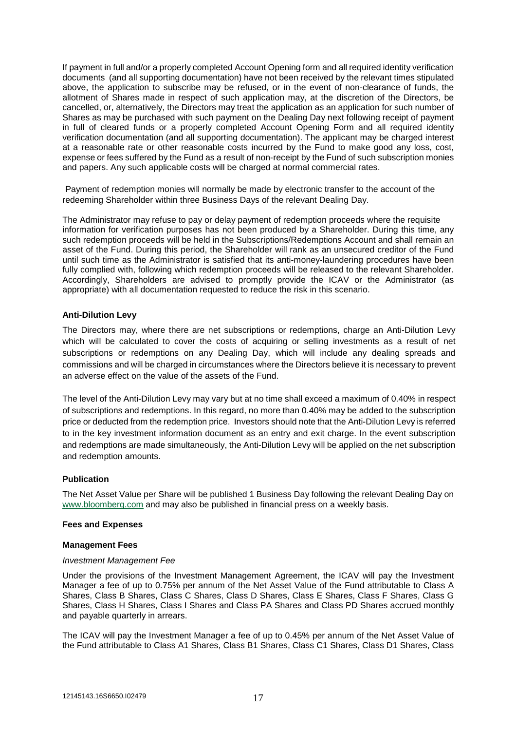If payment in full and/or a properly completed Account Opening form and all required identity verification documents (and all supporting documentation) have not been received by the relevant times stipulated above, the application to subscribe may be refused, or in the event of non-clearance of funds, the allotment of Shares made in respect of such application may, at the discretion of the Directors, be cancelled, or, alternatively, the Directors may treat the application as an application for such number of Shares as may be purchased with such payment on the Dealing Day next following receipt of payment in full of cleared funds or a properly completed Account Opening Form and all required identity verification documentation (and all supporting documentation). The applicant may be charged interest at a reasonable rate or other reasonable costs incurred by the Fund to make good any loss, cost, expense or fees suffered by the Fund as a result of non-receipt by the Fund of such subscription monies and papers. Any such applicable costs will be charged at normal commercial rates.

Payment of redemption monies will normally be made by electronic transfer to the account of the redeeming Shareholder within three Business Days of the relevant Dealing Day.

The Administrator may refuse to pay or delay payment of redemption proceeds where the requisite information for verification purposes has not been produced by a Shareholder. During this time, any such redemption proceeds will be held in the Subscriptions/Redemptions Account and shall remain an asset of the Fund. During this period, the Shareholder will rank as an unsecured creditor of the Fund until such time as the Administrator is satisfied that its anti-money-laundering procedures have been fully complied with, following which redemption proceeds will be released to the relevant Shareholder. Accordingly, Shareholders are advised to promptly provide the ICAV or the Administrator (as appropriate) with all documentation requested to reduce the risk in this scenario.

**Anti-Dilution Levy**

The Directors may, where there are net subscriptions or redemptions, charge an Anti-Dilution Levy which will be calculated to cover the costs of acquiring or selling investments as a result of net subscriptions or redemptions on any Dealing Day, which will include any dealing spreads and commissions and will be charged in circumstances where the Directors believe it is necessary to prevent an adverse effect on the value of the assets of the Fund.

The level of the Anti-Dilution Levy may vary but at no time shall exceed a maximum of 0.40% in respect of subscriptions and redemptions. In this regard, no more than 0.40% may be added to the subscription price or deducted from the redemption price. Investors should note that the Anti-Dilution Levy is referred to in the key investment information document as an entry and exit charge. In the event subscription and redemptions are made simultaneously, the Anti-Dilution Levy will be applied on the net subscription and redemption amounts.

**Publication**

The Net Asset Value per Share will be published 1 Business Day following the relevant Dealing Day on www.bloomberg.com and may also be published in financial press on a weekly basis.

**Fees and Expenses**

**Management Fees**

*Investment Management Fee*

Under the provisions of the Investment Management Agreement, the ICAV will pay the Investment Manager a fee of up to 0.75% per annum of the Net Asset Value of the Fund attributable to Class A Shares, Class B Shares, Class C Shares, Class D Shares, Class E Shares, Class F Shares, Class G Shares, Class H Shares, Class I Shares and Class PA Shares and Class PD Shares accrued monthly and payable quarterly in arrears.

The ICAV will pay the Investment Manager a fee of up to 0.45% per annum of the Net Asset Value of the Fund attributable to Class A1 Shares, Class B1 Shares, Class C1 Shares, Class D1 Shares, Class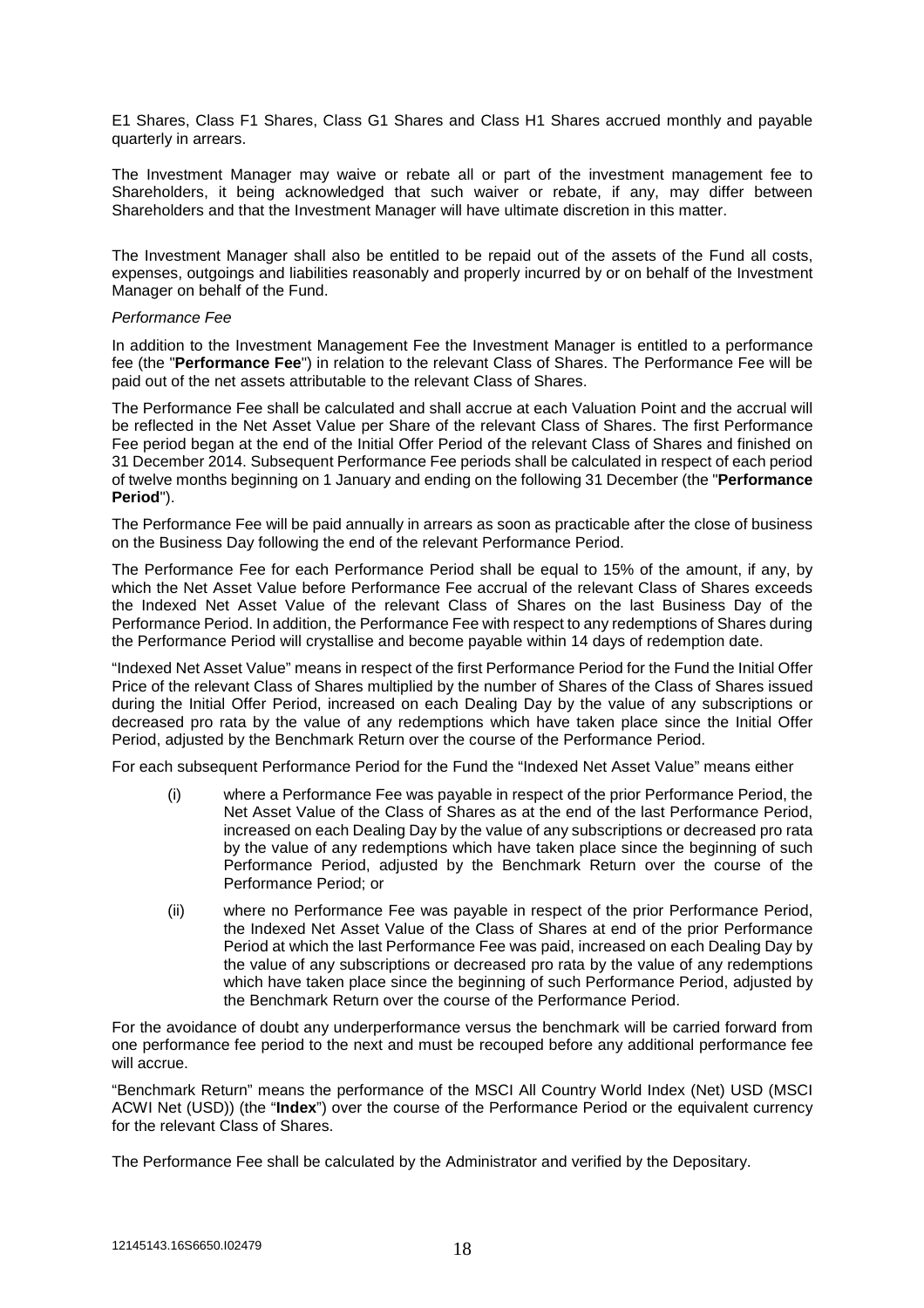E1 Shares, Class F1 Shares, Class G1 Shares and Class H1 Shares accrued monthly and payable quarterly in arrears.

The Investment Manager may waive or rebate all or part of the investment management fee to Shareholders, it being acknowledged that such waiver or rebate, if any, may differ between Shareholders and that the Investment Manager will have ultimate discretion in this matter.

The Investment Manager shall also be entitled to be repaid out of the assets of the Fund all costs, expenses, outgoings and liabilities reasonably and properly incurred by or on behalf of the Investment Manager on behalf of the Fund.

*Performance Fee*

In addition to the Investment Management Fee the Investment Manager is entitled to a performance fee (the "**Performance Fee**") in relation to the relevant Class of Shares. The Performance Fee will be paid out of the net assets attributable to the relevant Class of Shares.

The Performance Fee shall be calculated and shall accrue at each Valuation Point and the accrual will be reflected in the Net Asset Value per Share of the relevant Class of Shares. The first Performance Fee period began at the end of the Initial Offer Period of the relevant Class of Shares and finished on 31 December 2014. Subsequent Performance Fee periods shall be calculated in respect of each period of twelve months beginning on 1 January and ending on the following 31 December (the "**Performance Period**").

The Performance Fee will be paid annually in arrears as soon as practicable after the close of business on the Business Day following the end of the relevant Performance Period.

The Performance Fee for each Performance Period shall be equal to 15% of the amount, if any, by which the Net Asset Value before Performance Fee accrual of the relevant Class of Shares exceeds the Indexed Net Asset Value of the relevant Class of Shares on the last Business Day of the Performance Period. In addition, the Performance Fee with respect to any redemptions of Shares during the Performance Period will crystallise and become payable within 14 days of redemption date.

"Indexed Net Asset Value" means in respect of the first Performance Period for the Fund the Initial Offer Price of the relevant Class of Shares multiplied by the number of Shares of the Class of Shares issued during the Initial Offer Period, increased on each Dealing Day by the value of any subscriptions or decreased pro rata by the value of any redemptions which have taken place since the Initial Offer Period, adjusted by the Benchmark Return over the course of the Performance Period.

For each subsequent Performance Period for the Fund the "Indexed Net Asset Value" means either

(i) where a Performance Fee was payable in respect of the prior Performance Period, the Net Asset Value of the Class of Shares as at the end of the last Performance Period, increased on each Dealing Day by the value of any subscriptions or decreased pro rata by the value of any redemptions which have taken place since the beginning of such Performance Period, adjusted by the Benchmark Return over the course of the Performance Period; or

(ii) where no Performance Fee was payable in respect of the prior Performance Period, the Indexed Net Asset Value of the Class of Shares at end of the prior Performance Period at which the last Performance Fee was paid, increased on each Dealing Day by the value of any subscriptions or decreased pro rata by the value of any redemptions which have taken place since the beginning of such Performance Period, adjusted by the Benchmark Return over the course of the Performance Period.

For the avoidance of doubt any underperformance versus the benchmark will be carried forward from one performance fee period to the next and must be recouped before any additional performance fee will accrue.

"Benchmark Return" means the performance of the MSCI All Country World Index (Net) USD (MSCI ACWI Net (USD)) (the "**Index**") over the course of the Performance Period or the equivalent currency for the relevant Class of Shares.

The Performance Fee shall be calculated by the Administrator and verified by the Depositary.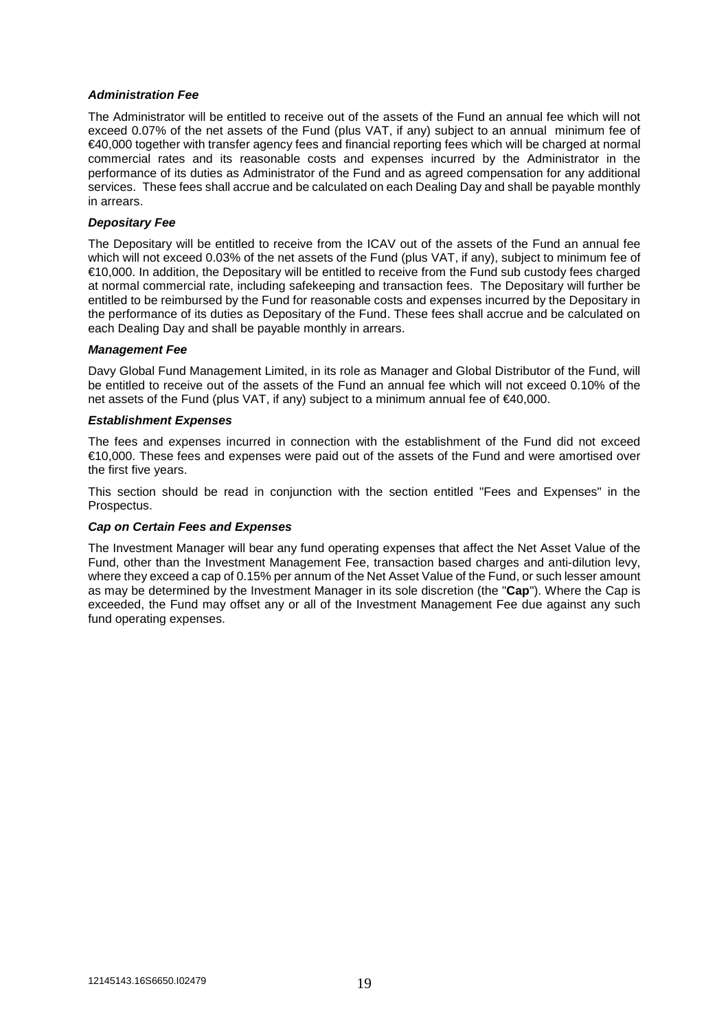***Administration Fee***

The Administrator will be entitled to receive out of the assets of the Fund an annual fee which will not exceed 0.07% of the net assets of the Fund (plus VAT, if any) subject to an annual minimum fee of €40,000 together with transfer agency fees and financial reporting fees which will be charged at normal commercial rates and its reasonable costs and expenses incurred by the Administrator in the performance of its duties as Administrator of the Fund and as agreed compensation for any additional services. These fees shall accrue and be calculated on each Dealing Day and shall be payable monthly in arrears.

***Depositary Fee***

The Depositary will be entitled to receive from the ICAV out of the assets of the Fund an annual fee which will not exceed 0.03% of the net assets of the Fund (plus VAT, if any), subject to minimum fee of €10,000. In addition, the Depositary will be entitled to receive from the Fund sub custody fees charged at normal commercial rate, including safekeeping and transaction fees. The Depositary will further be entitled to be reimbursed by the Fund for reasonable costs and expenses incurred by the Depositary in the performance of its duties as Depositary of the Fund. These fees shall accrue and be calculated on each Dealing Day and shall be payable monthly in arrears.

***Management Fee***

Davy Global Fund Management Limited, in its role as Manager and Global Distributor of the Fund, will be entitled to receive out of the assets of the Fund an annual fee which will not exceed 0.10% of the net assets of the Fund (plus VAT, if any) subject to a minimum annual fee of €40,000.

***Establishment Expenses***

The fees and expenses incurred in connection with the establishment of the Fund did not exceed €10,000. These fees and expenses were paid out of the assets of the Fund and were amortised over the first five years.

This section should be read in conjunction with the section entitled "Fees and Expenses" in the Prospectus.

***Cap on Certain Fees and Expenses***

The Investment Manager will bear any fund operating expenses that affect the Net Asset Value of the Fund, other than the Investment Management Fee, transaction based charges and anti-dilution levy, where they exceed a cap of 0.15% per annum of the Net Asset Value of the Fund, or such lesser amount as may be determined by the Investment Manager in its sole discretion (the "**Cap**"). Where the Cap is exceeded, the Fund may offset any or all of the Investment Management Fee due against any such fund operating expenses.